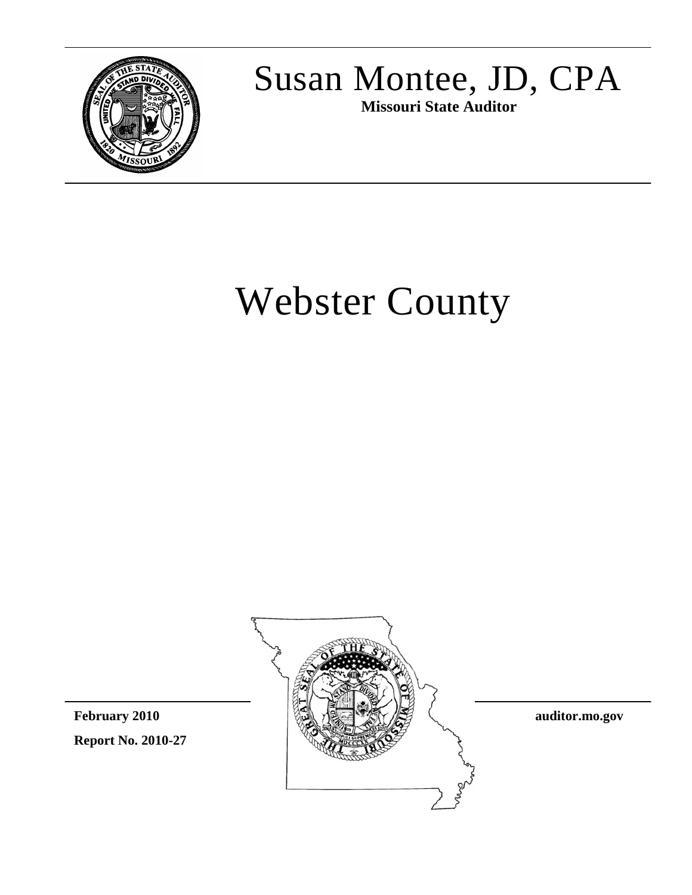# Susan Montee, JD, CPA

**Missouri State Auditor**

# Webster County

**February 2010**

**Report No. 2010-27**

**auditor.mo.gov**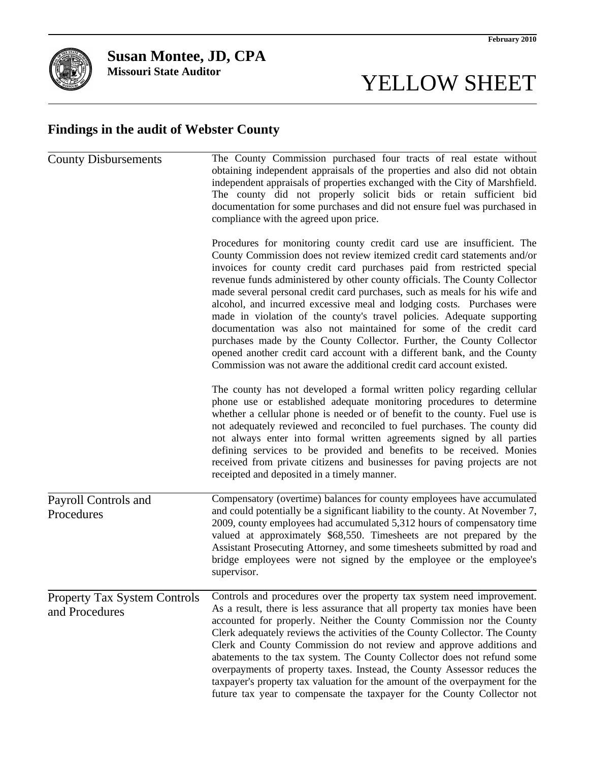February 2010

**Susan Montee, JD, CPA**
**Missouri State Auditor**

# YELLOW SHEET

## Findings in the audit of Webster County

### County Disbursements

The County Commission purchased four tracts of real estate without obtaining independent appraisals of the properties and also did not obtain independent appraisals of properties exchanged with the City of Marshfield. The county did not properly solicit bids or retain sufficient bid documentation for some purchases and did not ensure fuel was purchased in compliance with the agreed upon price.

Procedures for monitoring county credit card use are insufficient. The County Commission does not review itemized credit card statements and/or invoices for county credit card purchases paid from restricted special revenue funds administered by other county officials. The County Collector made several personal credit card purchases, such as meals for his wife and alcohol, and incurred excessive meal and lodging costs. Purchases were made in violation of the county's travel policies. Adequate supporting documentation was also not maintained for some of the credit card purchases made by the County Collector. Further, the County Collector opened another credit card account with a different bank, and the County Commission was not aware the additional credit card account existed.

The county has not developed a formal written policy regarding cellular phone use or established adequate monitoring procedures to determine whether a cellular phone is needed or of benefit to the county. Fuel use is not adequately reviewed and reconciled to fuel purchases. The county did not always enter into formal written agreements signed by all parties defining services to be provided and benefits to be received. Monies received from private citizens and businesses for paving projects are not receipted and deposited in a timely manner.

### Payroll Controls and Procedures

Compensatory (overtime) balances for county employees have accumulated and could potentially be a significant liability to the county. At November 7, 2009, county employees had accumulated 5,312 hours of compensatory time valued at approximately $68,550. Timesheets are not prepared by the Assistant Prosecuting Attorney, and some timesheets submitted by road and bridge employees were not signed by the employee or the employee's supervisor.

### Property Tax System Controls and Procedures

Controls and procedures over the property tax system need improvement. As a result, there is less assurance that all property tax monies have been accounted for properly. Neither the County Commission nor the County Clerk adequately reviews the activities of the County Collector. The County Clerk and County Commission do not review and approve additions and abatements to the tax system. The County Collector does not refund some overpayments of property taxes. Instead, the County Assessor reduces the taxpayer's property tax valuation for the amount of the overpayment for the future tax year to compensate the taxpayer for the County Collector not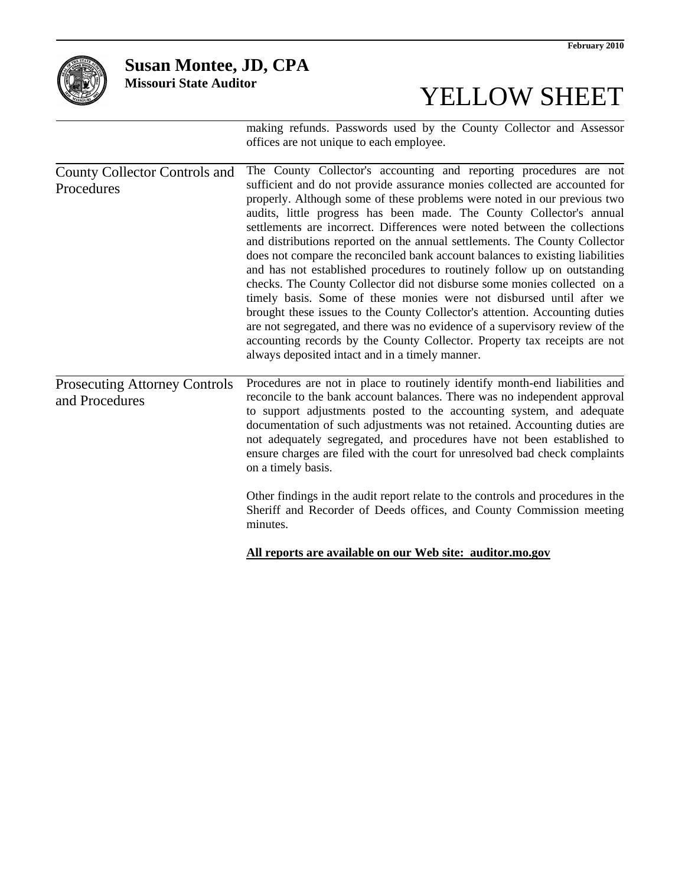making refunds. Passwords used by the County Collector and Assessor offices are not unique to each employee.

## County Collector Controls and Procedures

The County Collector's accounting and reporting procedures are not sufficient and do not provide assurance monies collected are accounted for properly. Although some of these problems were noted in our previous two audits, little progress has been made. The County Collector's annual settlements are incorrect. Differences were noted between the collections and distributions reported on the annual settlements. The County Collector does not compare the reconciled bank account balances to existing liabilities and has not established procedures to routinely follow up on outstanding checks. The County Collector did not disburse some monies collected on a timely basis. Some of these monies were not disbursed until after we brought these issues to the County Collector's attention. Accounting duties are not segregated, and there was no evidence of a supervisory review of the accounting records by the County Collector. Property tax receipts are not always deposited intact and in a timely manner.

## Prosecuting Attorney Controls and Procedures

Procedures are not in place to routinely identify month-end liabilities and reconcile to the bank account balances. There was no independent approval to support adjustments posted to the accounting system, and adequate documentation of such adjustments was not retained. Accounting duties are not adequately segregated, and procedures have not been established to ensure charges are filed with the court for unresolved bad check complaints on a timely basis.

Other findings in the audit report relate to the controls and procedures in the Sheriff and Recorder of Deeds offices, and County Commission meeting minutes.

**All reports are available on our Web site: auditor.mo.gov**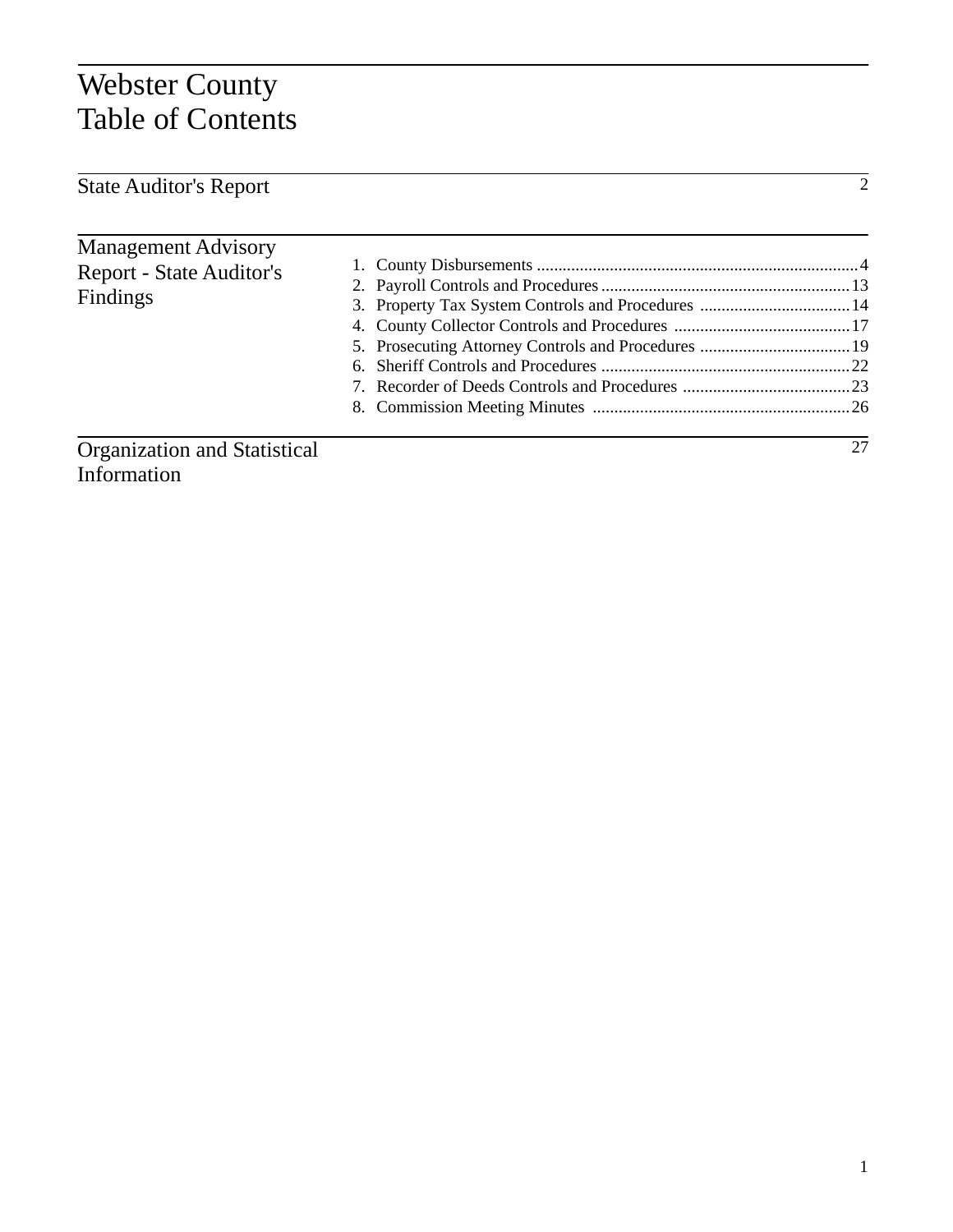# Webster County
# Table of Contents

| Section | | Page |
|---|---|---|
| State Auditor's Report | | 2 |
| Management Advisory Report - State Auditor's Findings | 1. County Disbursements | 4 |
| | 2. Payroll Controls and Procedures | 13 |
| | 3. Property Tax System Controls and Procedures | 14 |
| | 4. County Collector Controls and Procedures | 17 |
| | 5. Prosecuting Attorney Controls and Procedures | 19 |
| | 6. Sheriff Controls and Procedures | 22 |
| | 7. Recorder of Deeds Controls and Procedures | 23 |
| | 8. Commission Meeting Minutes | 26 |
| Organization and Statistical Information | | 27 |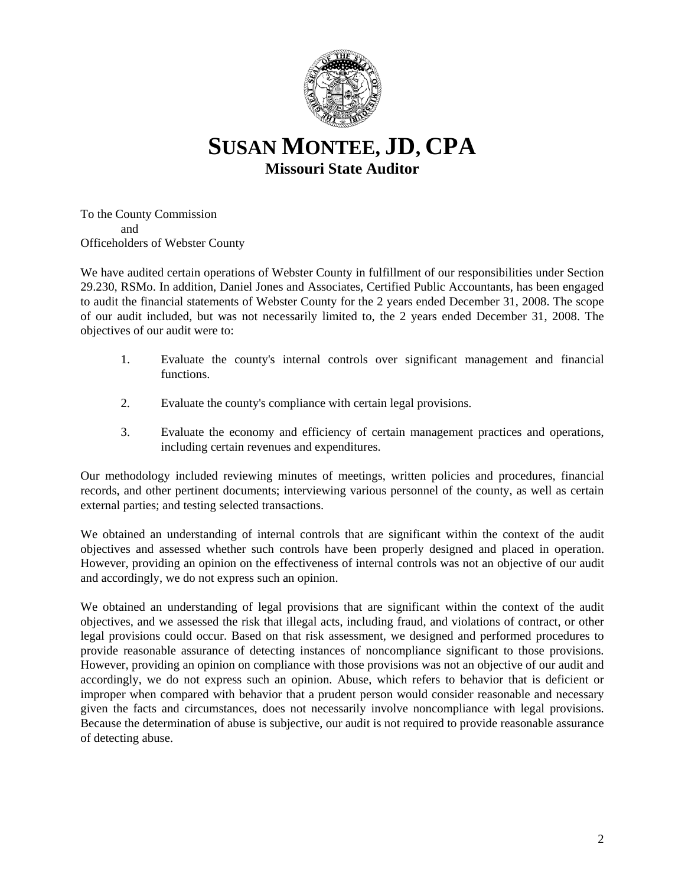# SUSAN MONTEE, JD, CPA

**Missouri State Auditor**

To the County Commission
and
Officeholders of Webster County

We have audited certain operations of Webster County in fulfillment of our responsibilities under Section 29.230, RSMo. In addition, Daniel Jones and Associates, Certified Public Accountants, has been engaged to audit the financial statements of Webster County for the 2 years ended December 31, 2008. The scope of our audit included, but was not necessarily limited to, the 2 years ended December 31, 2008. The objectives of our audit were to:

1. Evaluate the county's internal controls over significant management and financial functions.
2. Evaluate the county's compliance with certain legal provisions.
3. Evaluate the economy and efficiency of certain management practices and operations, including certain revenues and expenditures.

Our methodology included reviewing minutes of meetings, written policies and procedures, financial records, and other pertinent documents; interviewing various personnel of the county, as well as certain external parties; and testing selected transactions.

We obtained an understanding of internal controls that are significant within the context of the audit objectives and assessed whether such controls have been properly designed and placed in operation. However, providing an opinion on the effectiveness of internal controls was not an objective of our audit and accordingly, we do not express such an opinion.

We obtained an understanding of legal provisions that are significant within the context of the audit objectives, and we assessed the risk that illegal acts, including fraud, and violations of contract, or other legal provisions could occur. Based on that risk assessment, we designed and performed procedures to provide reasonable assurance of detecting instances of noncompliance significant to those provisions. However, providing an opinion on compliance with those provisions was not an objective of our audit and accordingly, we do not express such an opinion. Abuse, which refers to behavior that is deficient or improper when compared with behavior that a prudent person would consider reasonable and necessary given the facts and circumstances, does not necessarily involve noncompliance with legal provisions. Because the determination of abuse is subjective, our audit is not required to provide reasonable assurance of detecting abuse.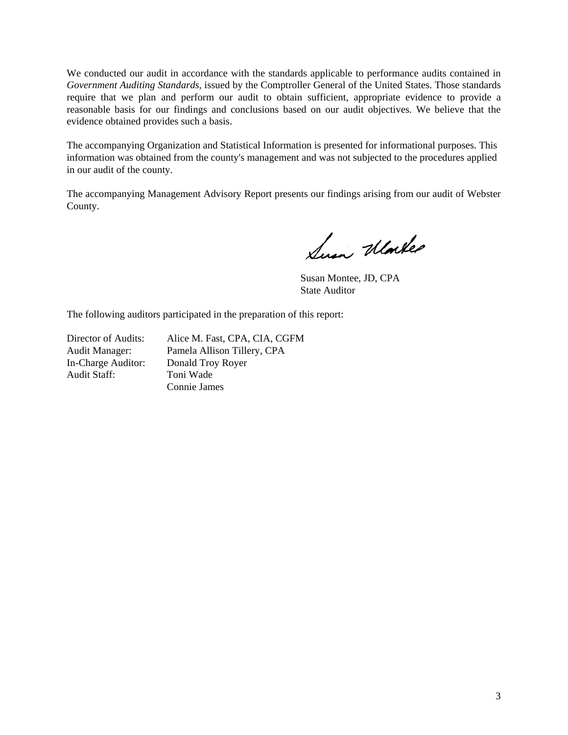We conducted our audit in accordance with the standards applicable to performance audits contained in *Government Auditing Standards*, issued by the Comptroller General of the United States. Those standards require that we plan and perform our audit to obtain sufficient, appropriate evidence to provide a reasonable basis for our findings and conclusions based on our audit objectives. We believe that the evidence obtained provides such a basis.

The accompanying Organization and Statistical Information is presented for informational purposes. This information was obtained from the county's management and was not subjected to the procedures applied in our audit of the county.

The accompanying Management Advisory Report presents our findings arising from our audit of Webster County.

Susan Montee, JD, CPA
State Auditor

The following auditors participated in the preparation of this report:

| | |
|---|---|
| Director of Audits: | Alice M. Fast, CPA, CIA, CGFM |
| Audit Manager: | Pamela Allison Tillery, CPA |
| In-Charge Auditor: | Donald Troy Royer |
| Audit Staff: | Toni Wade |
| | Connie James |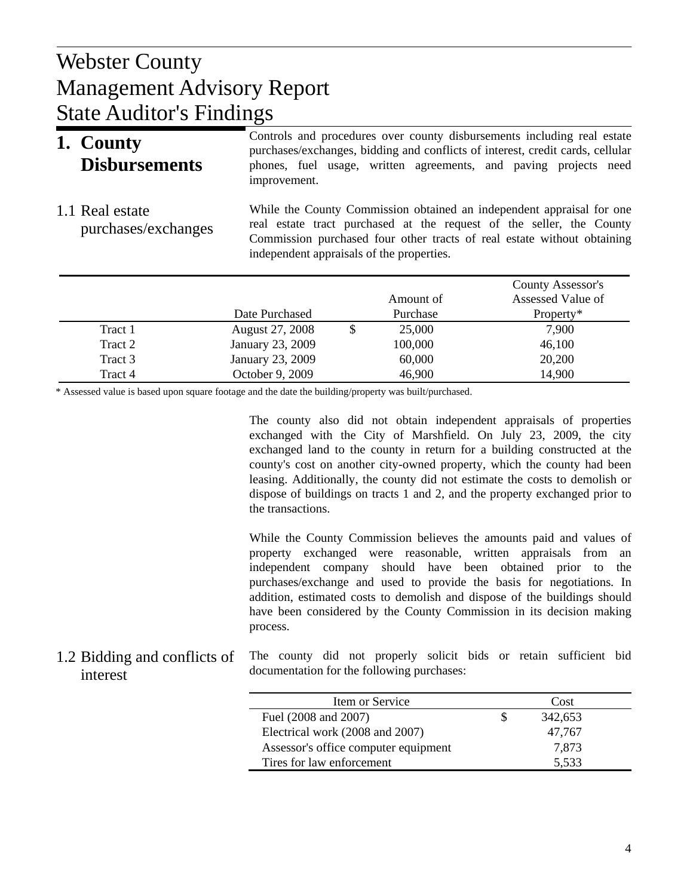# Webster County
# Management Advisory Report
# State Auditor's Findings

## 1. County Disbursements

Controls and procedures over county disbursements including real estate purchases/exchanges, bidding and conflicts of interest, credit cards, cellular phones, fuel usage, written agreements, and paving projects need improvement.

### 1.1 Real estate purchases/exchanges

While the County Commission obtained an independent appraisal for one real estate tract purchased at the request of the seller, the County Commission purchased four other tracts of real estate without obtaining independent appraisals of the properties.

| | Date Purchased | Amount of Purchase | County Assessor's Assessed Value of Property* |
|---|---|---|---|
| Tract 1 | August 27, 2008 | $ 25,000 | 7,900 |
| Tract 2 | January 23, 2009 | 100,000 | 46,100 |
| Tract 3 | January 23, 2009 | 60,000 | 20,200 |
| Tract 4 | October 9, 2009 | 46,900 | 14,900 |

* Assessed value is based upon square footage and the date the building/property was built/purchased.

The county also did not obtain independent appraisals of properties exchanged with the City of Marshfield. On July 23, 2009, the city exchanged land to the county in return for a building constructed at the county's cost on another city-owned property, which the county had been leasing. Additionally, the county did not estimate the costs to demolish or dispose of buildings on tracts 1 and 2, and the property exchanged prior to the transactions.

While the County Commission believes the amounts paid and values of property exchanged were reasonable, written appraisals from an independent company should have been obtained prior to the purchases/exchange and used to provide the basis for negotiations. In addition, estimated costs to demolish and dispose of the buildings should have been considered by the County Commission in its decision making process.

### 1.2 Bidding and conflicts of interest

The county did not properly solicit bids or retain sufficient bid documentation for the following purchases:

| Item or Service | Cost |
|---|---|
| Fuel (2008 and 2007) | $ 342,653 |
| Electrical work (2008 and 2007) | 47,767 |
| Assessor's office computer equipment | 7,873 |
| Tires for law enforcement | 5,533 |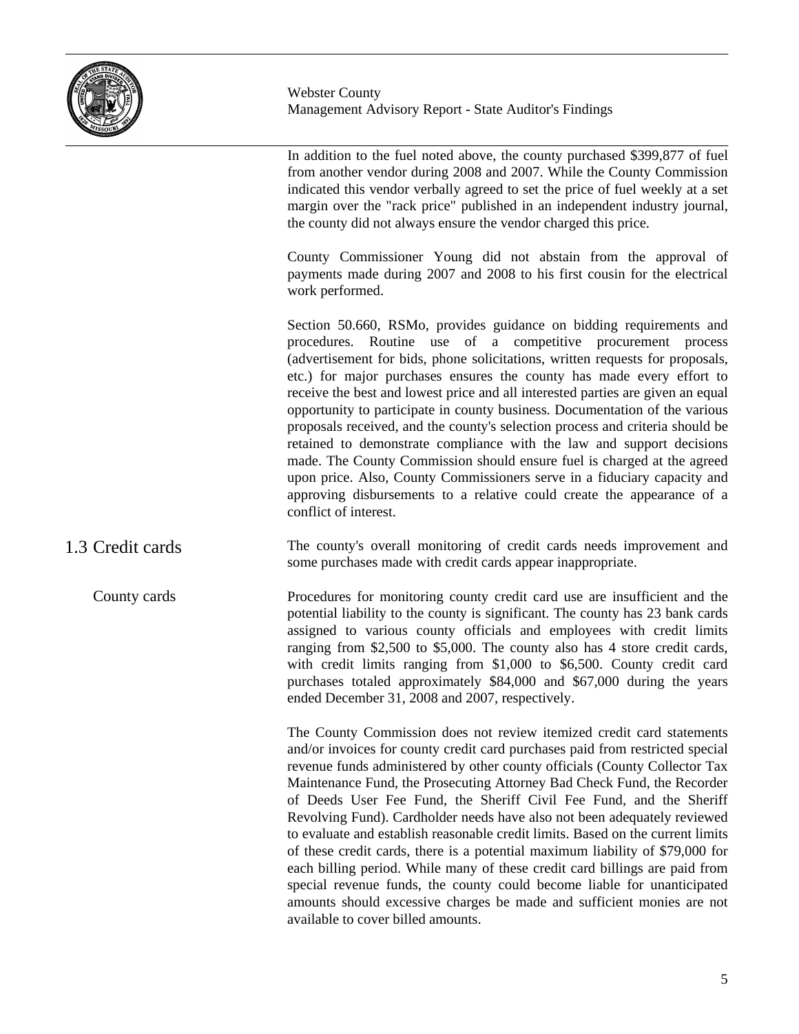In addition to the fuel noted above, the county purchased $399,877 of fuel from another vendor during 2008 and 2007. While the County Commission indicated this vendor verbally agreed to set the price of fuel weekly at a set margin over the "rack price" published in an independent industry journal, the county did not always ensure the vendor charged this price.

County Commissioner Young did not abstain from the approval of payments made during 2007 and 2008 to his first cousin for the electrical work performed.

Section 50.660, RSMo, provides guidance on bidding requirements and procedures. Routine use of a competitive procurement process (advertisement for bids, phone solicitations, written requests for proposals, etc.) for major purchases ensures the county has made every effort to receive the best and lowest price and all interested parties are given an equal opportunity to participate in county business. Documentation of the various proposals received, and the county's selection process and criteria should be retained to demonstrate compliance with the law and support decisions made. The County Commission should ensure fuel is charged at the agreed upon price. Also, County Commissioners serve in a fiduciary capacity and approving disbursements to a relative could create the appearance of a conflict of interest.

## 1.3 Credit cards

The county's overall monitoring of credit cards needs improvement and some purchases made with credit cards appear inappropriate.

### County cards

Procedures for monitoring county credit card use are insufficient and the potential liability to the county is significant. The county has 23 bank cards assigned to various county officials and employees with credit limits ranging from $2,500 to $5,000. The county also has 4 store credit cards, with credit limits ranging from $1,000 to $6,500. County credit card purchases totaled approximately $84,000 and $67,000 during the years ended December 31, 2008 and 2007, respectively.

The County Commission does not review itemized credit card statements and/or invoices for county credit card purchases paid from restricted special revenue funds administered by other county officials (County Collector Tax Maintenance Fund, the Prosecuting Attorney Bad Check Fund, the Recorder of Deeds User Fee Fund, the Sheriff Civil Fee Fund, and the Sheriff Revolving Fund). Cardholder needs have also not been adequately reviewed to evaluate and establish reasonable credit limits. Based on the current limits of these credit cards, there is a potential maximum liability of $79,000 for each billing period. While many of these credit card billings are paid from special revenue funds, the county could become liable for unanticipated amounts should excessive charges be made and sufficient monies are not available to cover billed amounts.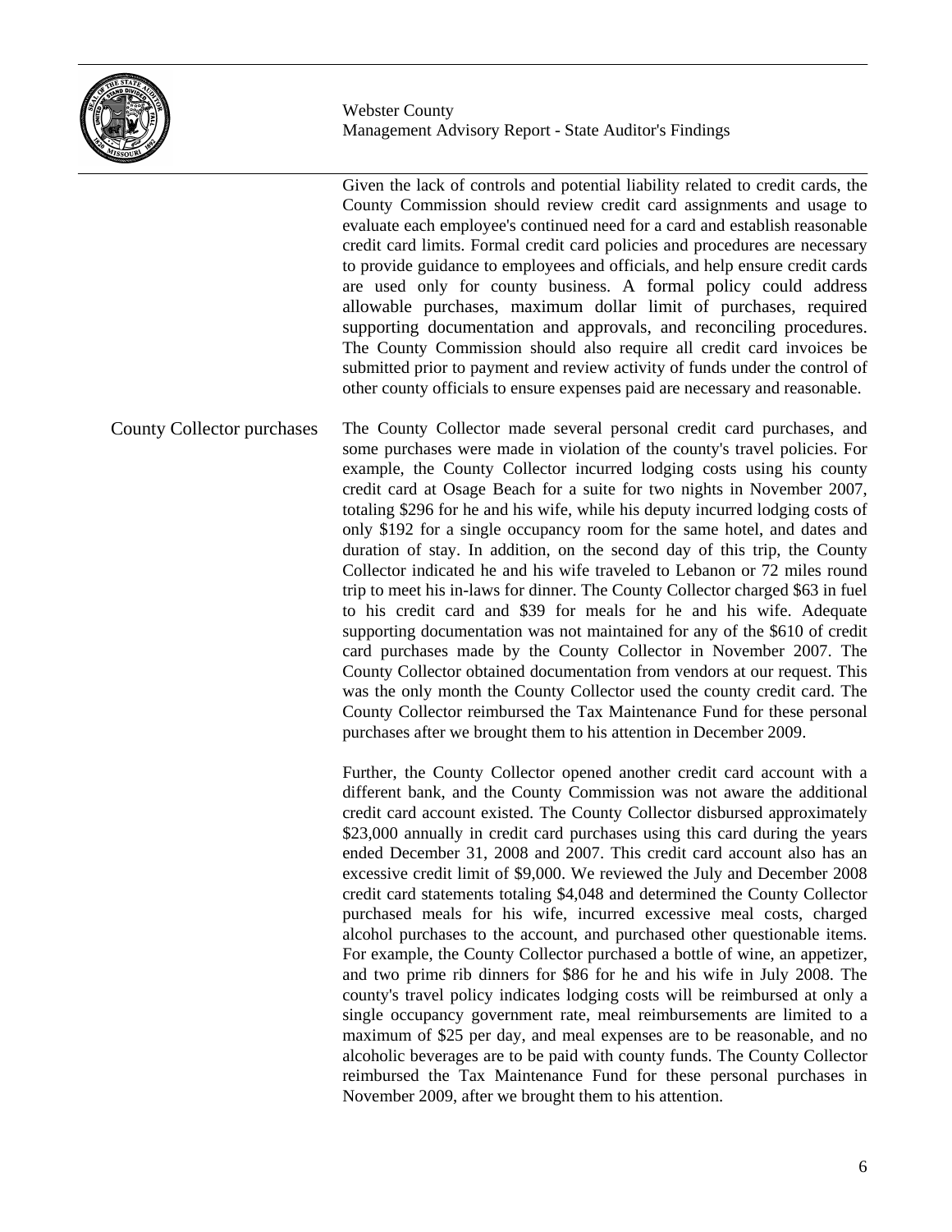Given the lack of controls and potential liability related to credit cards, the County Commission should review credit card assignments and usage to evaluate each employee's continued need for a card and establish reasonable credit card limits. Formal credit card policies and procedures are necessary to provide guidance to employees and officials, and help ensure credit cards are used only for county business. A formal policy could address allowable purchases, maximum dollar limit of purchases, required supporting documentation and approvals, and reconciling procedures. The County Commission should also require all credit card invoices be submitted prior to payment and review activity of funds under the control of other county officials to ensure expenses paid are necessary and reasonable.

### County Collector purchases

The County Collector made several personal credit card purchases, and some purchases were made in violation of the county's travel policies. For example, the County Collector incurred lodging costs using his county credit card at Osage Beach for a suite for two nights in November 2007, totaling $296 for he and his wife, while his deputy incurred lodging costs of only $192 for a single occupancy room for the same hotel, and dates and duration of stay. In addition, on the second day of this trip, the County Collector indicated he and his wife traveled to Lebanon or 72 miles round trip to meet his in-laws for dinner. The County Collector charged $63 in fuel to his credit card and $39 for meals for he and his wife. Adequate supporting documentation was not maintained for any of the $610 of credit card purchases made by the County Collector in November 2007. The County Collector obtained documentation from vendors at our request. This was the only month the County Collector used the county credit card. The County Collector reimbursed the Tax Maintenance Fund for these personal purchases after we brought them to his attention in December 2009.

Further, the County Collector opened another credit card account with a different bank, and the County Commission was not aware the additional credit card account existed. The County Collector disbursed approximately $23,000 annually in credit card purchases using this card during the years ended December 31, 2008 and 2007. This credit card account also has an excessive credit limit of $9,000. We reviewed the July and December 2008 credit card statements totaling $4,048 and determined the County Collector purchased meals for his wife, incurred excessive meal costs, charged alcohol purchases to the account, and purchased other questionable items. For example, the County Collector purchased a bottle of wine, an appetizer, and two prime rib dinners for $86 for he and his wife in July 2008. The county's travel policy indicates lodging costs will be reimbursed at only a single occupancy government rate, meal reimbursements are limited to a maximum of $25 per day, and meal expenses are to be reasonable, and no alcoholic beverages are to be paid with county funds. The County Collector reimbursed the Tax Maintenance Fund for these personal purchases in November 2009, after we brought them to his attention.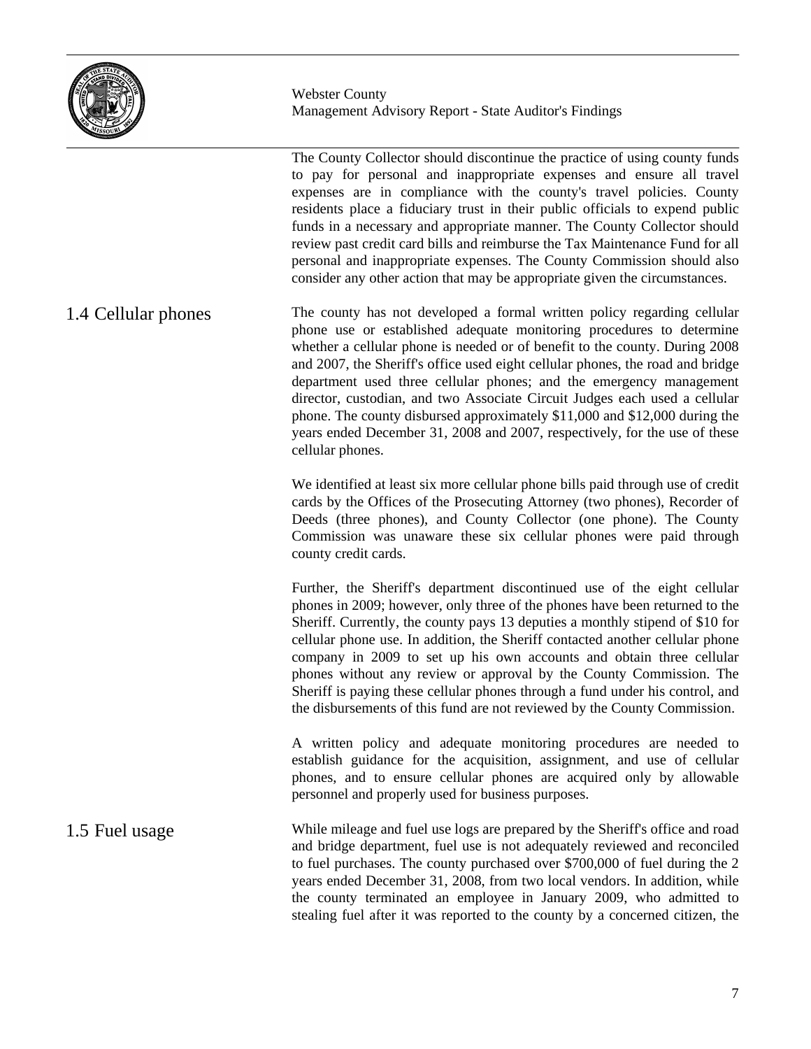The County Collector should discontinue the practice of using county funds to pay for personal and inappropriate expenses and ensure all travel expenses are in compliance with the county's travel policies. County residents place a fiduciary trust in their public officials to expend public funds in a necessary and appropriate manner. The County Collector should review past credit card bills and reimburse the Tax Maintenance Fund for all personal and inappropriate expenses. The County Commission should also consider any other action that may be appropriate given the circumstances.

## 1.4 Cellular phones

The county has not developed a formal written policy regarding cellular phone use or established adequate monitoring procedures to determine whether a cellular phone is needed or of benefit to the county. During 2008 and 2007, the Sheriff's office used eight cellular phones, the road and bridge department used three cellular phones; and the emergency management director, custodian, and two Associate Circuit Judges each used a cellular phone. The county disbursed approximately $11,000 and $12,000 during the years ended December 31, 2008 and 2007, respectively, for the use of these cellular phones.

We identified at least six more cellular phone bills paid through use of credit cards by the Offices of the Prosecuting Attorney (two phones), Recorder of Deeds (three phones), and County Collector (one phone). The County Commission was unaware these six cellular phones were paid through county credit cards.

Further, the Sheriff's department discontinued use of the eight cellular phones in 2009; however, only three of the phones have been returned to the Sheriff. Currently, the county pays 13 deputies a monthly stipend of $10 for cellular phone use. In addition, the Sheriff contacted another cellular phone company in 2009 to set up his own accounts and obtain three cellular phones without any review or approval by the County Commission. The Sheriff is paying these cellular phones through a fund under his control, and the disbursements of this fund are not reviewed by the County Commission.

A written policy and adequate monitoring procedures are needed to establish guidance for the acquisition, assignment, and use of cellular phones, and to ensure cellular phones are acquired only by allowable personnel and properly used for business purposes.

## 1.5 Fuel usage

While mileage and fuel use logs are prepared by the Sheriff's office and road and bridge department, fuel use is not adequately reviewed and reconciled to fuel purchases. The county purchased over $700,000 of fuel during the 2 years ended December 31, 2008, from two local vendors. In addition, while the county terminated an employee in January 2009, who admitted to stealing fuel after it was reported to the county by a concerned citizen, the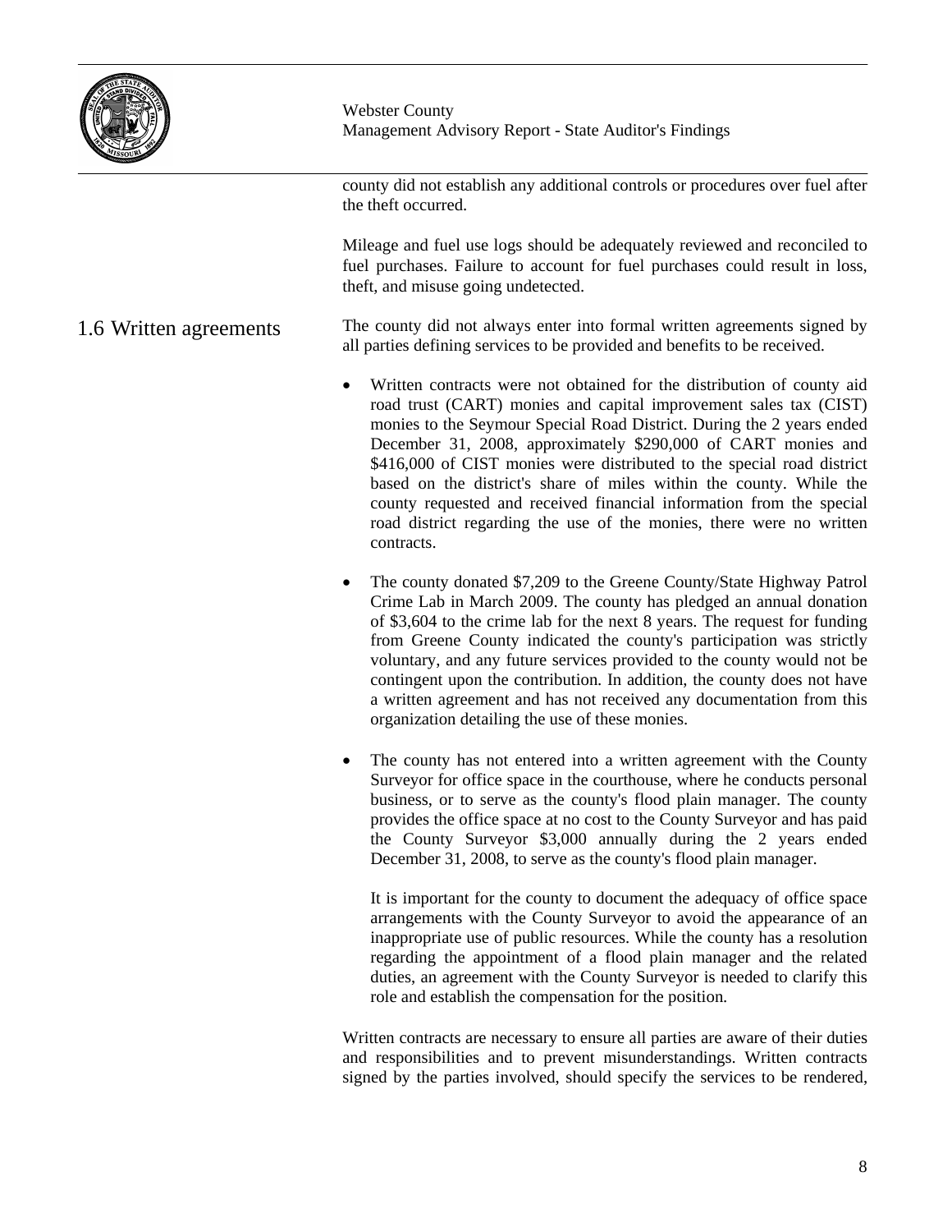county did not establish any additional controls or procedures over fuel after the theft occurred.

Mileage and fuel use logs should be adequately reviewed and reconciled to fuel purchases. Failure to account for fuel purchases could result in loss, theft, and misuse going undetected.

## 1.6 Written agreements

The county did not always enter into formal written agreements signed by all parties defining services to be provided and benefits to be received.

- Written contracts were not obtained for the distribution of county aid road trust (CART) monies and capital improvement sales tax (CIST) monies to the Seymour Special Road District. During the 2 years ended December 31, 2008, approximately $290,000 of CART monies and $416,000 of CIST monies were distributed to the special road district based on the district's share of miles within the county. While the county requested and received financial information from the special road district regarding the use of the monies, there were no written contracts.

- The county donated $7,209 to the Greene County/State Highway Patrol Crime Lab in March 2009. The county has pledged an annual donation of $3,604 to the crime lab for the next 8 years. The request for funding from Greene County indicated the county's participation was strictly voluntary, and any future services provided to the county would not be contingent upon the contribution. In addition, the county does not have a written agreement and has not received any documentation from this organization detailing the use of these monies.

- The county has not entered into a written agreement with the County Surveyor for office space in the courthouse, where he conducts personal business, or to serve as the county's flood plain manager. The county provides the office space at no cost to the County Surveyor and has paid the County Surveyor $3,000 annually during the 2 years ended December 31, 2008, to serve as the county's flood plain manager.

  It is important for the county to document the adequacy of office space arrangements with the County Surveyor to avoid the appearance of an inappropriate use of public resources. While the county has a resolution regarding the appointment of a flood plain manager and the related duties, an agreement with the County Surveyor is needed to clarify this role and establish the compensation for the position.

Written contracts are necessary to ensure all parties are aware of their duties and responsibilities and to prevent misunderstandings. Written contracts signed by the parties involved, should specify the services to be rendered,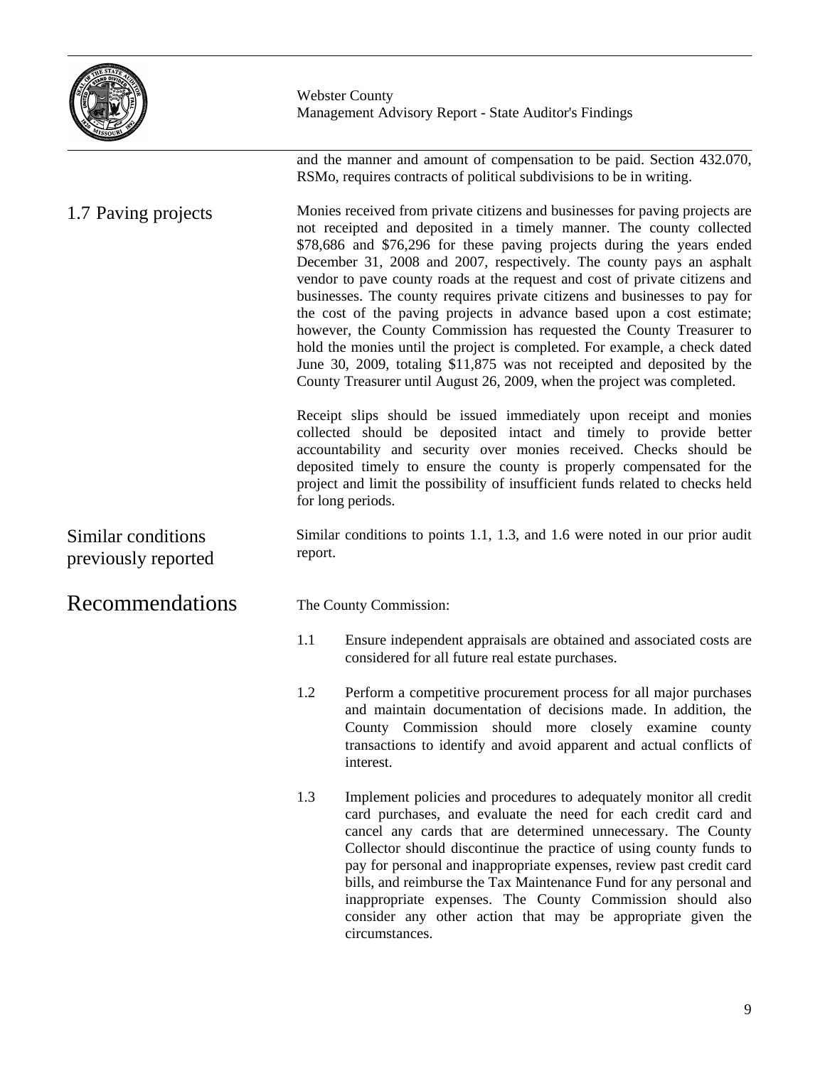and the manner and amount of compensation to be paid. Section 432.070, RSMo, requires contracts of political subdivisions to be in writing.

## 1.7 Paving projects

Monies received from private citizens and businesses for paving projects are not receipted and deposited in a timely manner. The county collected $78,686 and $76,296 for these paving projects during the years ended December 31, 2008 and 2007, respectively. The county pays an asphalt vendor to pave county roads at the request and cost of private citizens and businesses. The county requires private citizens and businesses to pay for the cost of the paving projects in advance based upon a cost estimate; however, the County Commission has requested the County Treasurer to hold the monies until the project is completed. For example, a check dated June 30, 2009, totaling $11,875 was not receipted and deposited by the County Treasurer until August 26, 2009, when the project was completed.

Receipt slips should be issued immediately upon receipt and monies collected should be deposited intact and timely to provide better accountability and security over monies received. Checks should be deposited timely to ensure the county is properly compensated for the project and limit the possibility of insufficient funds related to checks held for long periods.

## Similar conditions previously reported

Similar conditions to points 1.1, 1.3, and 1.6 were noted in our prior audit report.

# Recommendations

The County Commission:

1.1 Ensure independent appraisals are obtained and associated costs are considered for all future real estate purchases.

1.2 Perform a competitive procurement process for all major purchases and maintain documentation of decisions made. In addition, the County Commission should more closely examine county transactions to identify and avoid apparent and actual conflicts of interest.

1.3 Implement policies and procedures to adequately monitor all credit card purchases, and evaluate the need for each credit card and cancel any cards that are determined unnecessary. The County Collector should discontinue the practice of using county funds to pay for personal and inappropriate expenses, review past credit card bills, and reimburse the Tax Maintenance Fund for any personal and inappropriate expenses. The County Commission should also consider any other action that may be appropriate given the circumstances.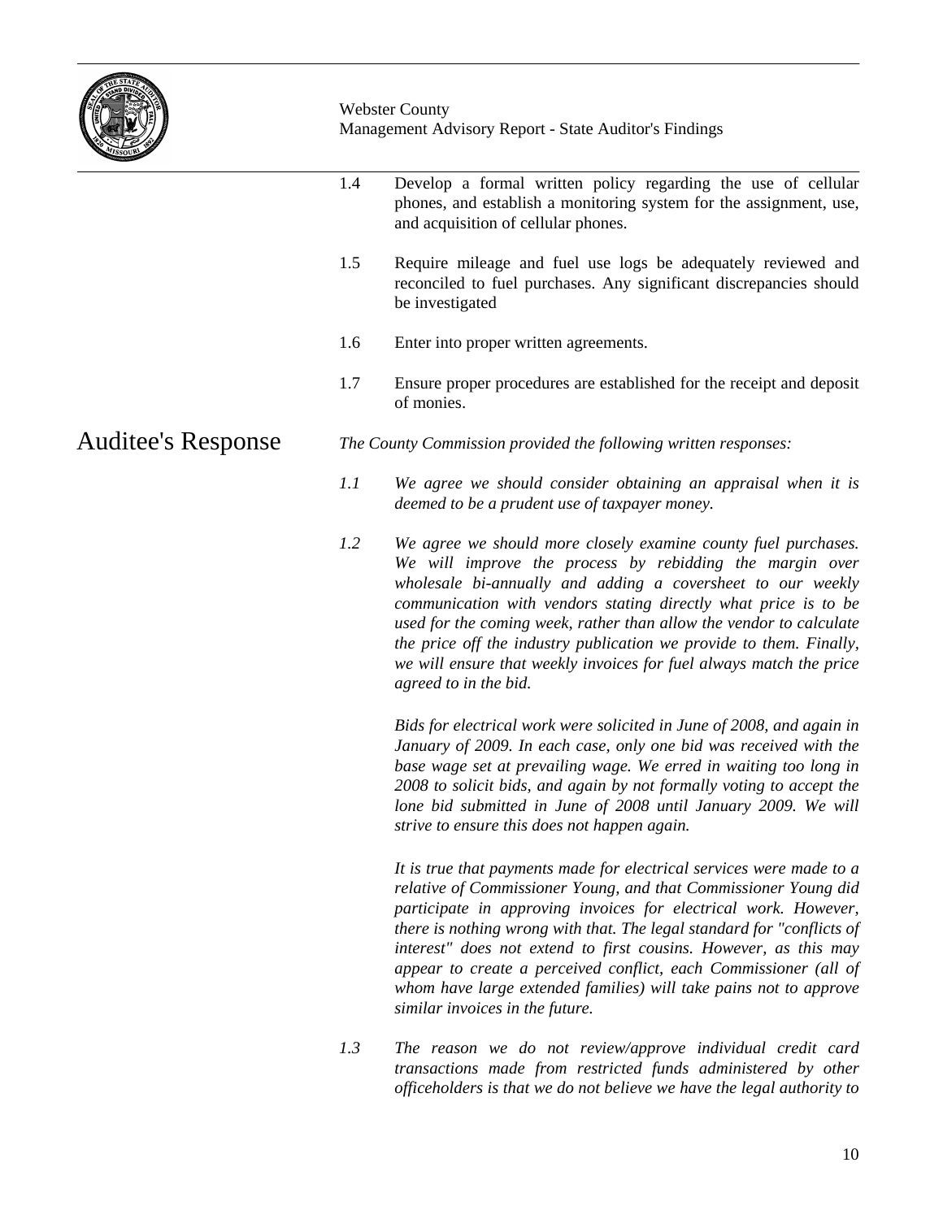1.4 Develop a formal written policy regarding the use of cellular phones, and establish a monitoring system for the assignment, use, and acquisition of cellular phones.

1.5 Require mileage and fuel use logs be adequately reviewed and reconciled to fuel purchases. Any significant discrepancies should be investigated

1.6 Enter into proper written agreements.

1.7 Ensure proper procedures are established for the receipt and deposit of monies.

## Auditee's Response

*The County Commission provided the following written responses:*

*1.1 We agree we should consider obtaining an appraisal when it is deemed to be a prudent use of taxpayer money.*

*1.2 We agree we should more closely examine county fuel purchases. We will improve the process by rebidding the margin over wholesale bi-annually and adding a coversheet to our weekly communication with vendors stating directly what price is to be used for the coming week, rather than allow the vendor to calculate the price off the industry publication we provide to them. Finally, we will ensure that weekly invoices for fuel always match the price agreed to in the bid.*

*Bids for electrical work were solicited in June of 2008, and again in January of 2009. In each case, only one bid was received with the base wage set at prevailing wage. We erred in waiting too long in 2008 to solicit bids, and again by not formally voting to accept the lone bid submitted in June of 2008 until January 2009. We will strive to ensure this does not happen again.*

*It is true that payments made for electrical services were made to a relative of Commissioner Young, and that Commissioner Young did participate in approving invoices for electrical work. However, there is nothing wrong with that. The legal standard for "conflicts of interest" does not extend to first cousins. However, as this may appear to create a perceived conflict, each Commissioner (all of whom have large extended families) will take pains not to approve similar invoices in the future.*

*1.3 The reason we do not review/approve individual credit card transactions made from restricted funds administered by other officeholders is that we do not believe we have the legal authority to*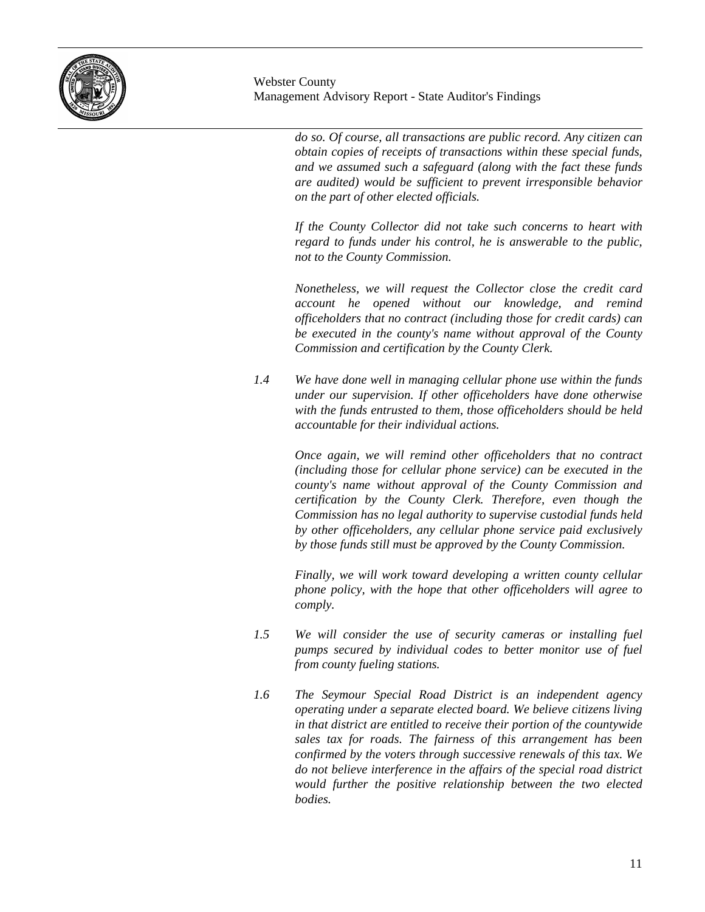*do so. Of course, all transactions are public record. Any citizen can obtain copies of receipts of transactions within these special funds, and we assumed such a safeguard (along with the fact these funds are audited) would be sufficient to prevent irresponsible behavior on the part of other elected officials.*

*If the County Collector did not take such concerns to heart with regard to funds under his control, he is answerable to the public, not to the County Commission.*

*Nonetheless, we will request the Collector close the credit card account he opened without our knowledge, and remind officeholders that no contract (including those for credit cards) can be executed in the county's name without approval of the County Commission and certification by the County Clerk.*

*1.4 We have done well in managing cellular phone use within the funds under our supervision. If other officeholders have done otherwise with the funds entrusted to them, those officeholders should be held accountable for their individual actions.*

*Once again, we will remind other officeholders that no contract (including those for cellular phone service) can be executed in the county's name without approval of the County Commission and certification by the County Clerk. Therefore, even though the Commission has no legal authority to supervise custodial funds held by other officeholders, any cellular phone service paid exclusively by those funds still must be approved by the County Commission.*

*Finally, we will work toward developing a written county cellular phone policy, with the hope that other officeholders will agree to comply.*

*1.5 We will consider the use of security cameras or installing fuel pumps secured by individual codes to better monitor use of fuel from county fueling stations.*

*1.6 The Seymour Special Road District is an independent agency operating under a separate elected board. We believe citizens living in that district are entitled to receive their portion of the countywide sales tax for roads. The fairness of this arrangement has been confirmed by the voters through successive renewals of this tax. We do not believe interference in the affairs of the special road district would further the positive relationship between the two elected bodies.*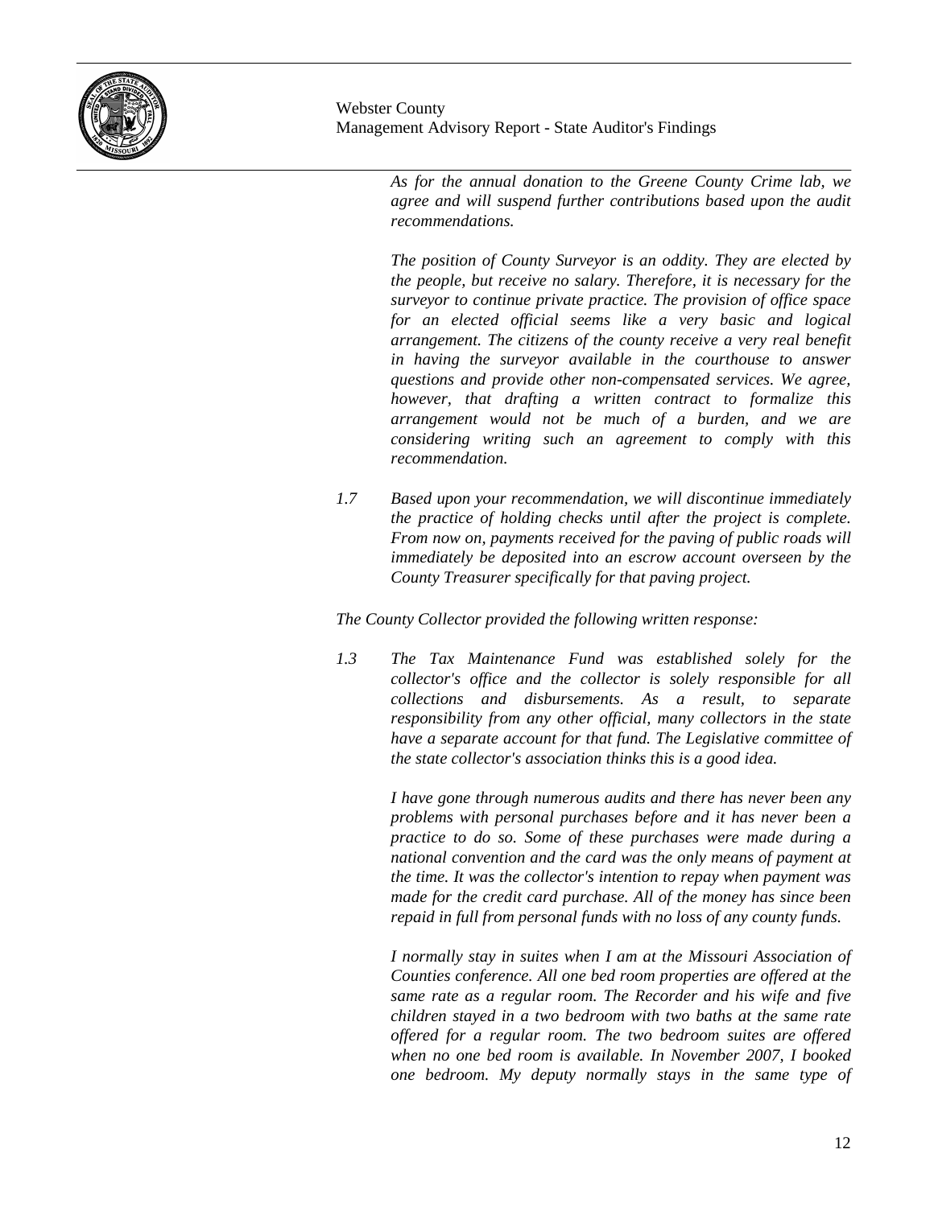*As for the annual donation to the Greene County Crime lab, we agree and will suspend further contributions based upon the audit recommendations.*

*The position of County Surveyor is an oddity. They are elected by the people, but receive no salary. Therefore, it is necessary for the surveyor to continue private practice. The provision of office space for an elected official seems like a very basic and logical arrangement. The citizens of the county receive a very real benefit in having the surveyor available in the courthouse to answer questions and provide other non-compensated services. We agree, however, that drafting a written contract to formalize this arrangement would not be much of a burden, and we are considering writing such an agreement to comply with this recommendation.*

*1.7 Based upon your recommendation, we will discontinue immediately the practice of holding checks until after the project is complete. From now on, payments received for the paving of public roads will immediately be deposited into an escrow account overseen by the County Treasurer specifically for that paving project.*

*The County Collector provided the following written response:*

*1.3 The Tax Maintenance Fund was established solely for the collector's office and the collector is solely responsible for all collections and disbursements. As a result, to separate responsibility from any other official, many collectors in the state have a separate account for that fund. The Legislative committee of the state collector's association thinks this is a good idea.*

*I have gone through numerous audits and there has never been any problems with personal purchases before and it has never been a practice to do so. Some of these purchases were made during a national convention and the card was the only means of payment at the time. It was the collector's intention to repay when payment was made for the credit card purchase. All of the money has since been repaid in full from personal funds with no loss of any county funds.*

*I normally stay in suites when I am at the Missouri Association of Counties conference. All one bed room properties are offered at the same rate as a regular room. The Recorder and his wife and five children stayed in a two bedroom with two baths at the same rate offered for a regular room. The two bedroom suites are offered when no one bed room is available. In November 2007, I booked one bedroom. My deputy normally stays in the same type of*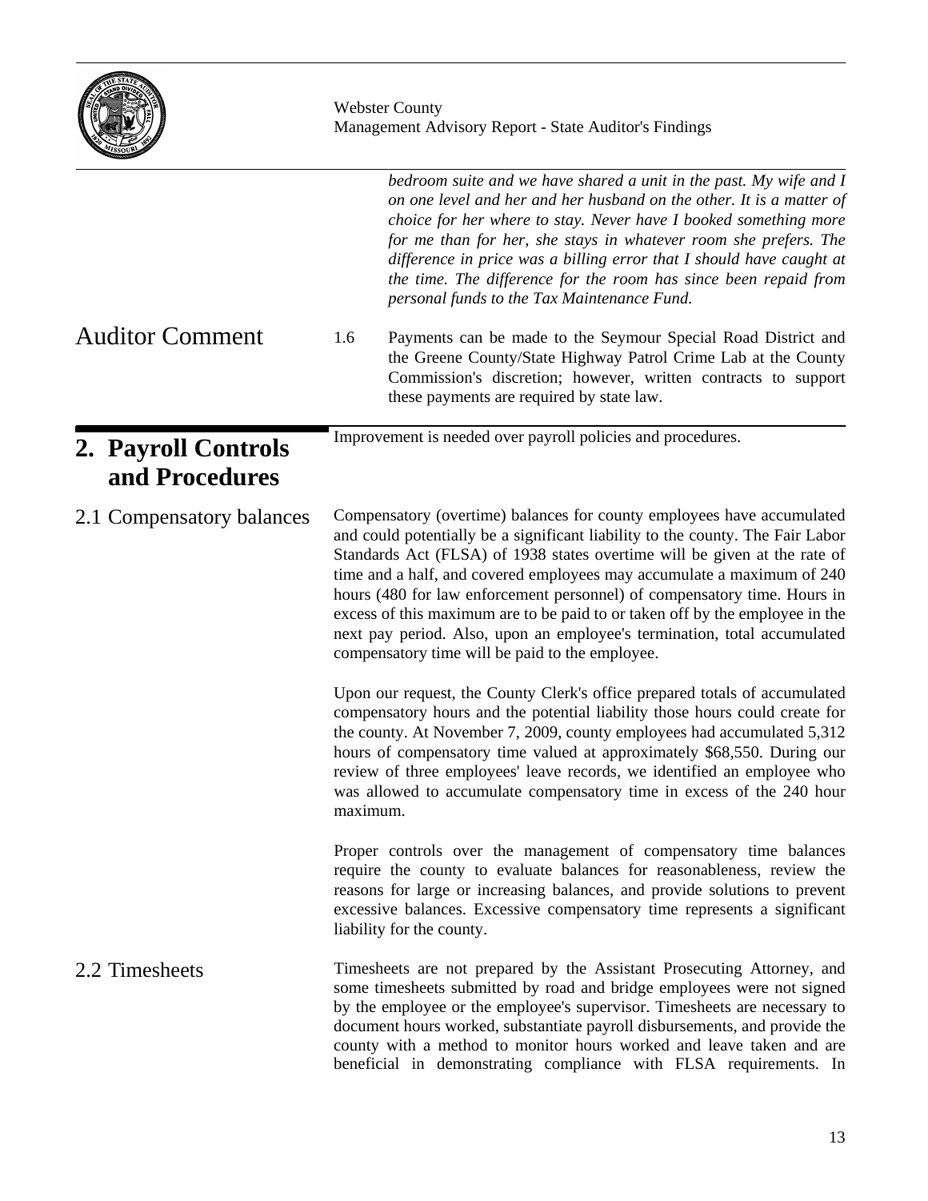*bedroom suite and we have shared a unit in the past. My wife and I on one level and her and her husband on the other. It is a matter of choice for her where to stay. Never have I booked something more for me than for her, she stays in whatever room she prefers. The difference in price was a billing error that I should have caught at the time. The difference for the room has since been repaid from personal funds to the Tax Maintenance Fund.*

## Auditor Comment

1.6 Payments can be made to the Seymour Special Road District and the Greene County/State Highway Patrol Crime Lab at the County Commission's discretion; however, written contracts to support these payments are required by state law.

## 2. Payroll Controls and Procedures

Improvement is needed over payroll policies and procedures.

### 2.1 Compensatory balances

Compensatory (overtime) balances for county employees have accumulated and could potentially be a significant liability to the county. The Fair Labor Standards Act (FLSA) of 1938 states overtime will be given at the rate of time and a half, and covered employees may accumulate a maximum of 240 hours (480 for law enforcement personnel) of compensatory time. Hours in excess of this maximum are to be paid to or taken off by the employee in the next pay period. Also, upon an employee's termination, total accumulated compensatory time will be paid to the employee.

Upon our request, the County Clerk's office prepared totals of accumulated compensatory hours and the potential liability those hours could create for the county. At November 7, 2009, county employees had accumulated 5,312 hours of compensatory time valued at approximately $68,550. During our review of three employees' leave records, we identified an employee who was allowed to accumulate compensatory time in excess of the 240 hour maximum.

Proper controls over the management of compensatory time balances require the county to evaluate balances for reasonableness, review the reasons for large or increasing balances, and provide solutions to prevent excessive balances. Excessive compensatory time represents a significant liability for the county.

### 2.2 Timesheets

Timesheets are not prepared by the Assistant Prosecuting Attorney, and some timesheets submitted by road and bridge employees were not signed by the employee or the employee's supervisor. Timesheets are necessary to document hours worked, substantiate payroll disbursements, and provide the county with a method to monitor hours worked and leave taken and are beneficial in demonstrating compliance with FLSA requirements. In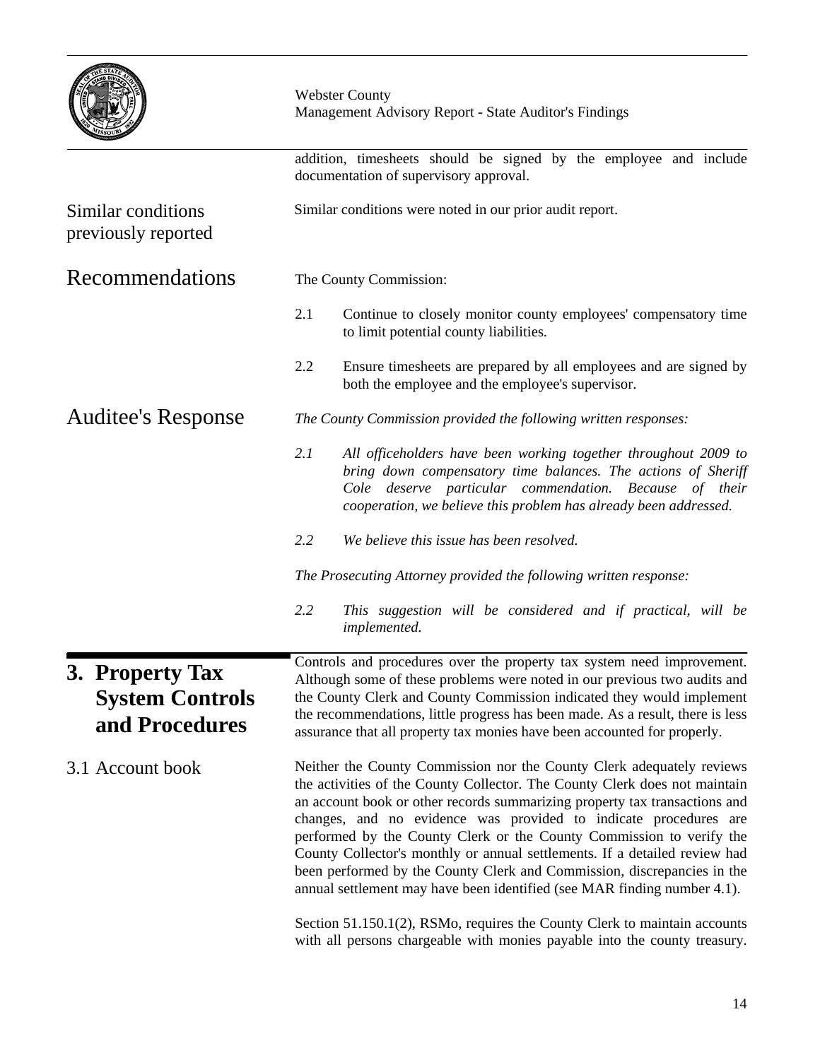addition, timesheets should be signed by the employee and include documentation of supervisory approval.

**Similar conditions previously reported**

Similar conditions were noted in our prior audit report.

## Recommendations

The County Commission:

2.1 Continue to closely monitor county employees' compensatory time to limit potential county liabilities.

2.2 Ensure timesheets are prepared by all employees and are signed by both the employee and the employee's supervisor.

## Auditee's Response

*The County Commission provided the following written responses:*

*2.1 All officeholders have been working together throughout 2009 to bring down compensatory time balances. The actions of Sheriff Cole deserve particular commendation. Because of their cooperation, we believe this problem has already been addressed.*

*2.2 We believe this issue has been resolved.*

*The Prosecuting Attorney provided the following written response:*

*2.2 This suggestion will be considered and if practical, will be implemented.*

# 3. Property Tax System Controls and Procedures

Controls and procedures over the property tax system need improvement. Although some of these problems were noted in our previous two audits and the County Clerk and County Commission indicated they would implement the recommendations, little progress has been made. As a result, there is less assurance that all property tax monies have been accounted for properly.

## 3.1 Account book

Neither the County Commission nor the County Clerk adequately reviews the activities of the County Collector. The County Clerk does not maintain an account book or other records summarizing property tax transactions and changes, and no evidence was provided to indicate procedures are performed by the County Clerk or the County Commission to verify the County Collector's monthly or annual settlements. If a detailed review had been performed by the County Clerk and Commission, discrepancies in the annual settlement may have been identified (see MAR finding number 4.1).

Section 51.150.1(2), RSMo, requires the County Clerk to maintain accounts with all persons chargeable with monies payable into the county treasury.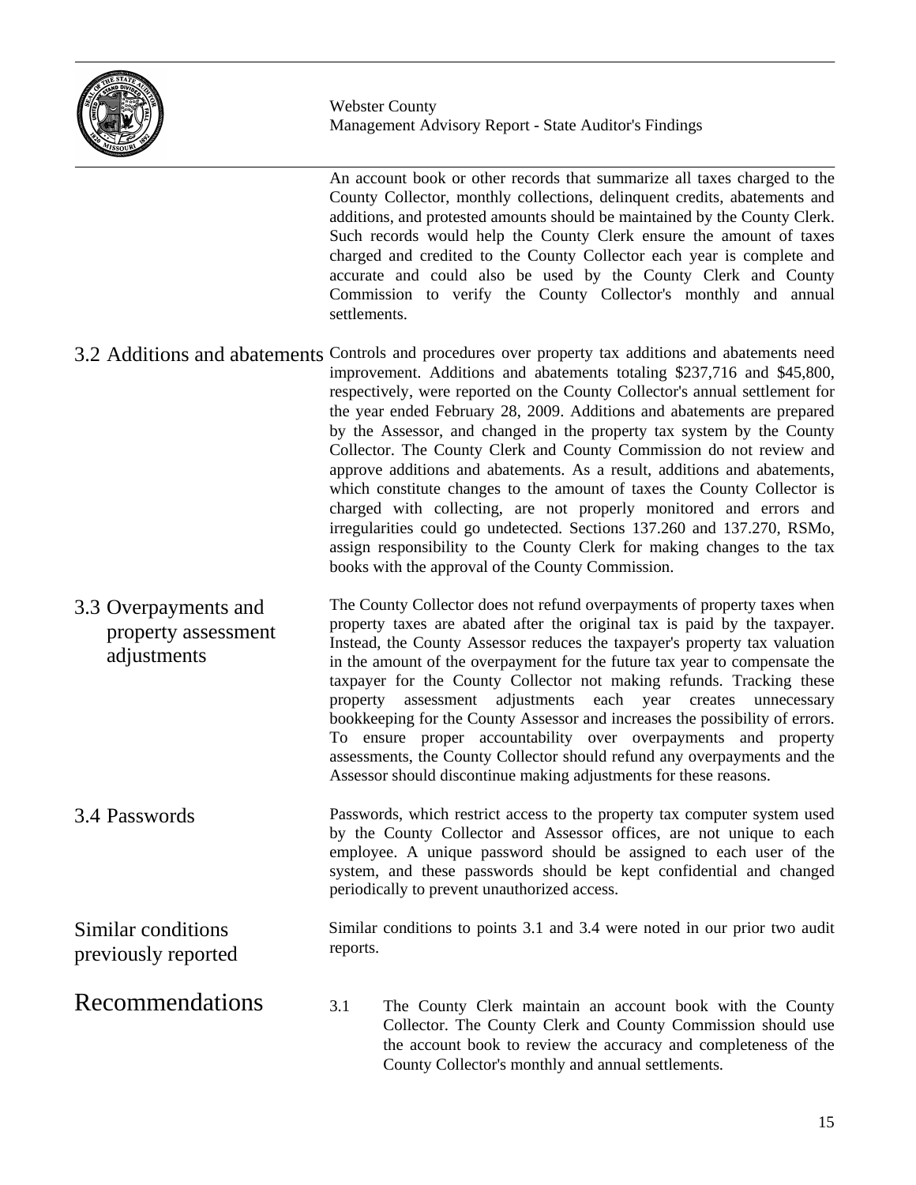An account book or other records that summarize all taxes charged to the County Collector, monthly collections, delinquent credits, abatements and additions, and protested amounts should be maintained by the County Clerk. Such records would help the County Clerk ensure the amount of taxes charged and credited to the County Collector each year is complete and accurate and could also be used by the County Clerk and County Commission to verify the County Collector's monthly and annual settlements.

## 3.2 Additions and abatements

Controls and procedures over property tax additions and abatements need improvement. Additions and abatements totaling $237,716 and $45,800, respectively, were reported on the County Collector's annual settlement for the year ended February 28, 2009. Additions and abatements are prepared by the Assessor, and changed in the property tax system by the County Collector. The County Clerk and County Commission do not review and approve additions and abatements. As a result, additions and abatements, which constitute changes to the amount of taxes the County Collector is charged with collecting, are not properly monitored and errors and irregularities could go undetected. Sections 137.260 and 137.270, RSMo, assign responsibility to the County Clerk for making changes to the tax books with the approval of the County Commission.

## 3.3 Overpayments and property assessment adjustments

The County Collector does not refund overpayments of property taxes when property taxes are abated after the original tax is paid by the taxpayer. Instead, the County Assessor reduces the taxpayer's property tax valuation in the amount of the overpayment for the future tax year to compensate the taxpayer for the County Collector not making refunds. Tracking these property assessment adjustments each year creates unnecessary bookkeeping for the County Assessor and increases the possibility of errors. To ensure proper accountability over overpayments and property assessments, the County Collector should refund any overpayments and the Assessor should discontinue making adjustments for these reasons.

## 3.4 Passwords

Passwords, which restrict access to the property tax computer system used by the County Collector and Assessor offices, are not unique to each employee. A unique password should be assigned to each user of the system, and these passwords should be kept confidential and changed periodically to prevent unauthorized access.

## Similar conditions previously reported

Similar conditions to points 3.1 and 3.4 were noted in our prior two audit reports.

# Recommendations

3.1 The County Clerk maintain an account book with the County Collector. The County Clerk and County Commission should use the account book to review the accuracy and completeness of the County Collector's monthly and annual settlements.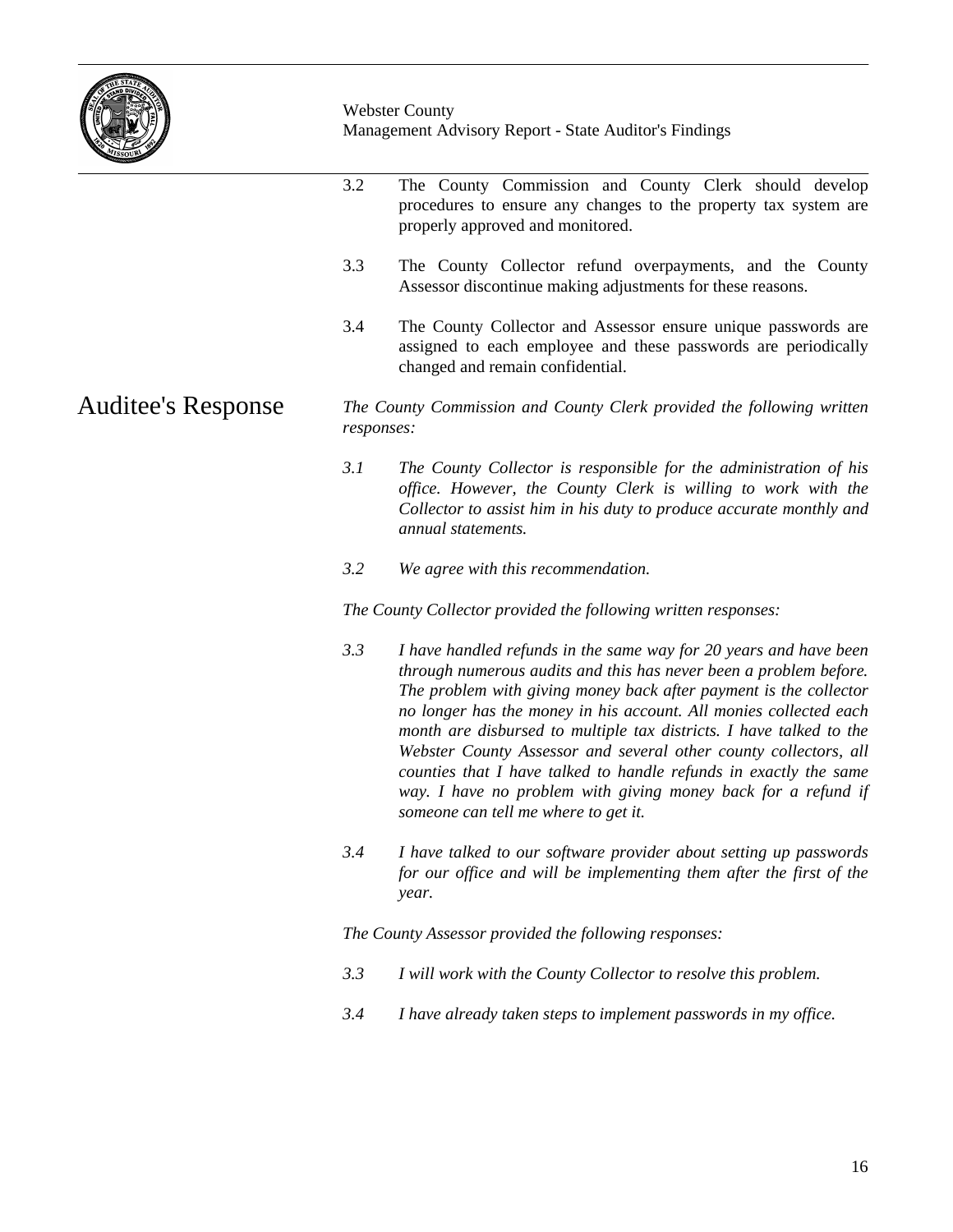3.2 The County Commission and County Clerk should develop procedures to ensure any changes to the property tax system are properly approved and monitored.

3.3 The County Collector refund overpayments, and the County Assessor discontinue making adjustments for these reasons.

3.4 The County Collector and Assessor ensure unique passwords are assigned to each employee and these passwords are periodically changed and remain confidential.

## Auditee's Response

*The County Commission and County Clerk provided the following written responses:*

*3.1 The County Collector is responsible for the administration of his office. However, the County Clerk is willing to work with the Collector to assist him in his duty to produce accurate monthly and annual statements.*

*3.2 We agree with this recommendation.*

*The County Collector provided the following written responses:*

*3.3 I have handled refunds in the same way for 20 years and have been through numerous audits and this has never been a problem before. The problem with giving money back after payment is the collector no longer has the money in his account. All monies collected each month are disbursed to multiple tax districts. I have talked to the Webster County Assessor and several other county collectors, all counties that I have talked to handle refunds in exactly the same way. I have no problem with giving money back for a refund if someone can tell me where to get it.*

*3.4 I have talked to our software provider about setting up passwords for our office and will be implementing them after the first of the year.*

*The County Assessor provided the following responses:*

*3.3 I will work with the County Collector to resolve this problem.*

*3.4 I have already taken steps to implement passwords in my office.*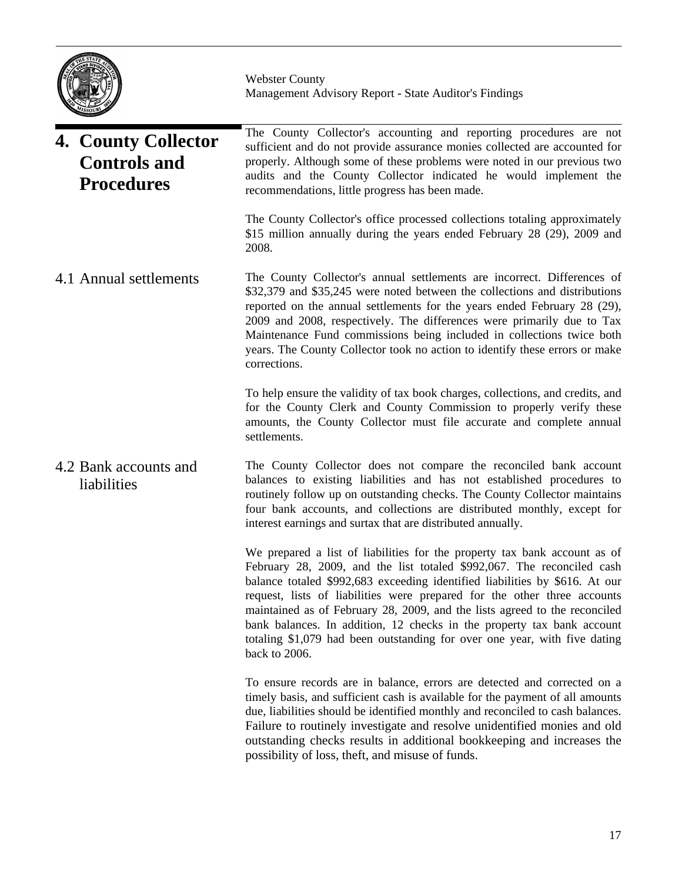## 4. County Collector Controls and Procedures

The County Collector's accounting and reporting procedures are not sufficient and do not provide assurance monies collected are accounted for properly. Although some of these problems were noted in our previous two audits and the County Collector indicated he would implement the recommendations, little progress has been made.

The County Collector's office processed collections totaling approximately $15 million annually during the years ended February 28 (29), 2009 and 2008.

### 4.1 Annual settlements

The County Collector's annual settlements are incorrect. Differences of $32,379 and $35,245 were noted between the collections and distributions reported on the annual settlements for the years ended February 28 (29), 2009 and 2008, respectively. The differences were primarily due to Tax Maintenance Fund commissions being included in collections twice both years. The County Collector took no action to identify these errors or make corrections.

To help ensure the validity of tax book charges, collections, and credits, and for the County Clerk and County Commission to properly verify these amounts, the County Collector must file accurate and complete annual settlements.

### 4.2 Bank accounts and liabilities

The County Collector does not compare the reconciled bank account balances to existing liabilities and has not established procedures to routinely follow up on outstanding checks. The County Collector maintains four bank accounts, and collections are distributed monthly, except for interest earnings and surtax that are distributed annually.

We prepared a list of liabilities for the property tax bank account as of February 28, 2009, and the list totaled $992,067. The reconciled cash balance totaled $992,683 exceeding identified liabilities by $616. At our request, lists of liabilities were prepared for the other three accounts maintained as of February 28, 2009, and the lists agreed to the reconciled bank balances. In addition, 12 checks in the property tax bank account totaling $1,079 had been outstanding for over one year, with five dating back to 2006.

To ensure records are in balance, errors are detected and corrected on a timely basis, and sufficient cash is available for the payment of all amounts due, liabilities should be identified monthly and reconciled to cash balances. Failure to routinely investigate and resolve unidentified monies and old outstanding checks results in additional bookkeeping and increases the possibility of loss, theft, and misuse of funds.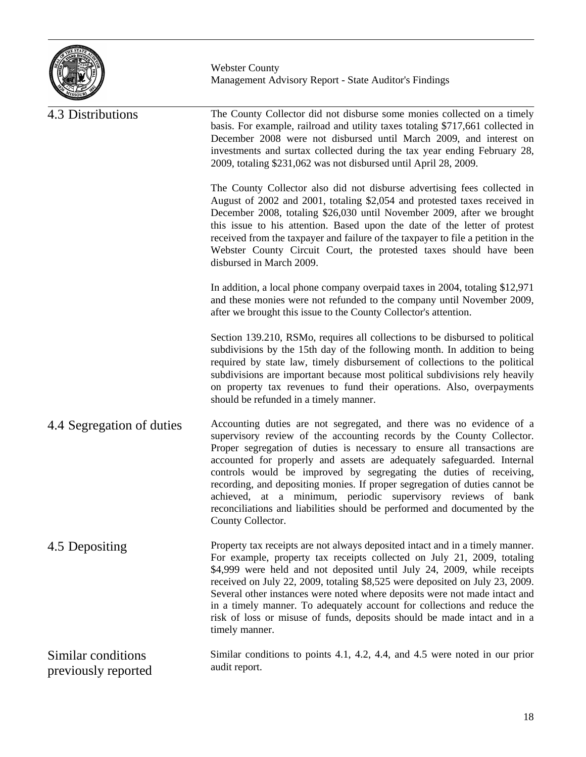### 4.3 Distributions

The County Collector did not disburse some monies collected on a timely basis. For example, railroad and utility taxes totaling $717,661 collected in December 2008 were not disbursed until March 2009, and interest on investments and surtax collected during the tax year ending February 28, 2009, totaling $231,062 was not disbursed until April 28, 2009.

The County Collector also did not disburse advertising fees collected in August of 2002 and 2001, totaling $2,054 and protested taxes received in December 2008, totaling $26,030 until November 2009, after we brought this issue to his attention. Based upon the date of the letter of protest received from the taxpayer and failure of the taxpayer to file a petition in the Webster County Circuit Court, the protested taxes should have been disbursed in March 2009.

In addition, a local phone company overpaid taxes in 2004, totaling $12,971 and these monies were not refunded to the company until November 2009, after we brought this issue to the County Collector's attention.

Section 139.210, RSMo, requires all collections to be disbursed to political subdivisions by the 15th day of the following month. In addition to being required by state law, timely disbursement of collections to the political subdivisions are important because most political subdivisions rely heavily on property tax revenues to fund their operations. Also, overpayments should be refunded in a timely manner.

### 4.4 Segregation of duties

Accounting duties are not segregated, and there was no evidence of a supervisory review of the accounting records by the County Collector. Proper segregation of duties is necessary to ensure all transactions are accounted for properly and assets are adequately safeguarded. Internal controls would be improved by segregating the duties of receiving, recording, and depositing monies. If proper segregation of duties cannot be achieved, at a minimum, periodic supervisory reviews of bank reconciliations and liabilities should be performed and documented by the County Collector.

### 4.5 Depositing

Property tax receipts are not always deposited intact and in a timely manner. For example, property tax receipts collected on July 21, 2009, totaling $4,999 were held and not deposited until July 24, 2009, while receipts received on July 22, 2009, totaling $8,525 were deposited on July 23, 2009. Several other instances were noted where deposits were not made intact and in a timely manner. To adequately account for collections and reduce the risk of loss or misuse of funds, deposits should be made intact and in a timely manner.

### Similar conditions previously reported

Similar conditions to points 4.1, 4.2, 4.4, and 4.5 were noted in our prior audit report.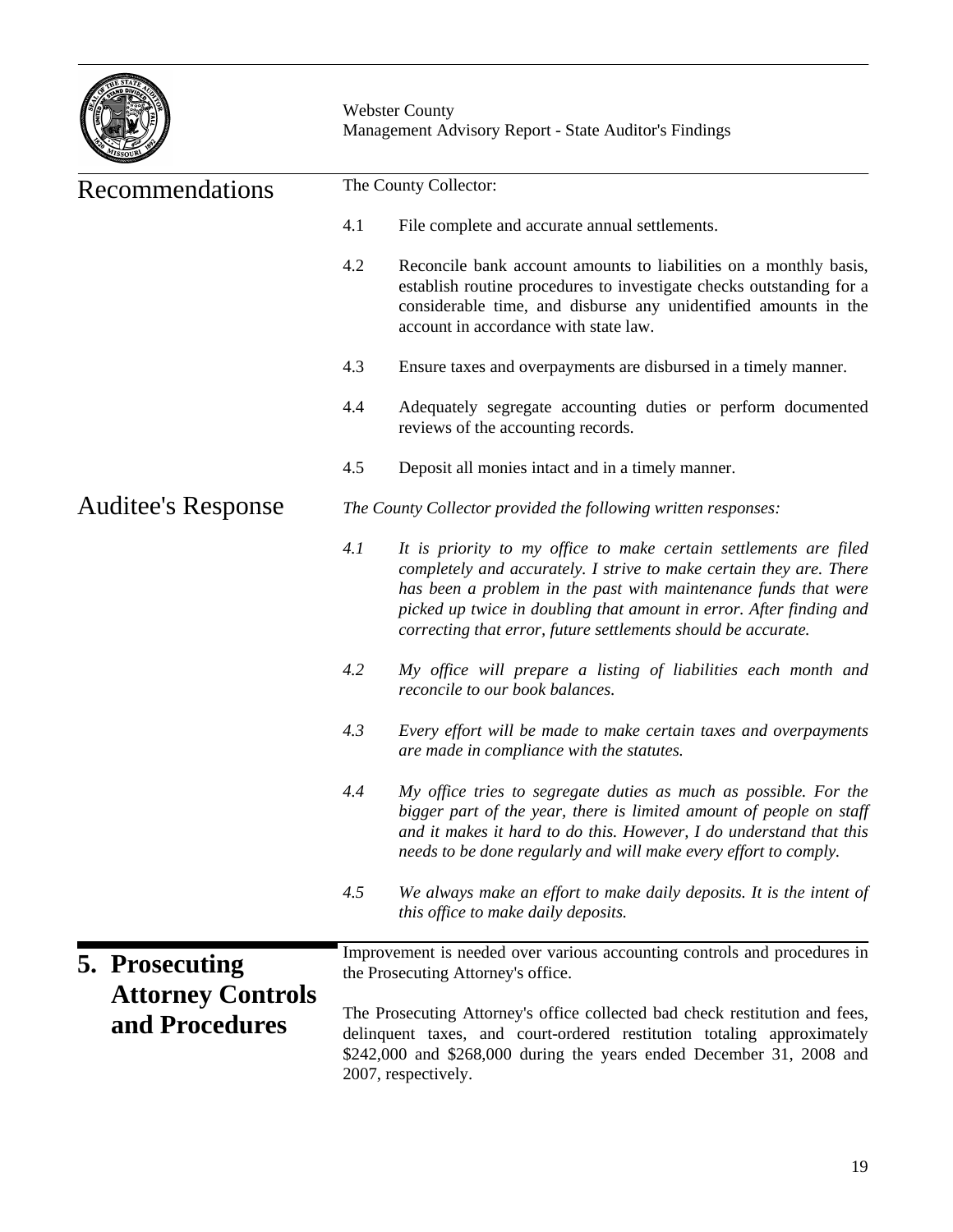## Recommendations

The County Collector:

4.1 File complete and accurate annual settlements.

4.2 Reconcile bank account amounts to liabilities on a monthly basis, establish routine procedures to investigate checks outstanding for a considerable time, and disburse any unidentified amounts in the account in accordance with state law.

4.3 Ensure taxes and overpayments are disbursed in a timely manner.

4.4 Adequately segregate accounting duties or perform documented reviews of the accounting records.

4.5 Deposit all monies intact and in a timely manner.

## Auditee's Response

*The County Collector provided the following written responses:*

*4.1 It is priority to my office to make certain settlements are filed completely and accurately. I strive to make certain they are. There has been a problem in the past with maintenance funds that were picked up twice in doubling that amount in error. After finding and correcting that error, future settlements should be accurate.*

*4.2 My office will prepare a listing of liabilities each month and reconcile to our book balances.*

*4.3 Every effort will be made to make certain taxes and overpayments are made in compliance with the statutes.*

*4.4 My office tries to segregate duties as much as possible. For the bigger part of the year, there is limited amount of people on staff and it makes it hard to do this. However, I do understand that this needs to be done regularly and will make every effort to comply.*

*4.5 We always make an effort to make daily deposits. It is the intent of this office to make daily deposits.*

## 5. Prosecuting Attorney Controls and Procedures

Improvement is needed over various accounting controls and procedures in the Prosecuting Attorney's office.

The Prosecuting Attorney's office collected bad check restitution and fees, delinquent taxes, and court-ordered restitution totaling approximately $242,000 and $268,000 during the years ended December 31, 2008 and 2007, respectively.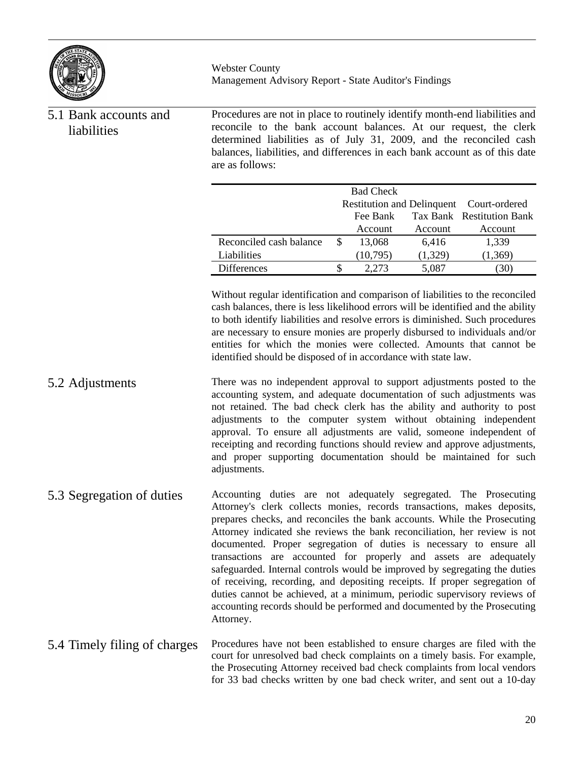## 5.1 Bank accounts and liabilities

Procedures are not in place to routinely identify month-end liabilities and reconcile to the bank account balances. At our request, the clerk determined liabilities as of July 31, 2009, and the reconciled cash balances, liabilities, and differences in each bank account as of this date are as follows:

| | Bad Check Restitution and Fee Bank Account | Delinquent Tax Bank Account | Court-ordered Restitution Bank Account |
|---|---|---|---|
| Reconciled cash balance | $ 13,068 | 6,416 | 1,339 |
| Liabilities | (10,795) | (1,329) | (1,369) |
| Differences | $ 2,273 | 5,087 | (30) |

Without regular identification and comparison of liabilities to the reconciled cash balances, there is less likelihood errors will be identified and the ability to both identify liabilities and resolve errors is diminished. Such procedures are necessary to ensure monies are properly disbursed to individuals and/or entities for which the monies were collected. Amounts that cannot be identified should be disposed of in accordance with state law.

## 5.2 Adjustments

There was no independent approval to support adjustments posted to the accounting system, and adequate documentation of such adjustments was not retained. The bad check clerk has the ability and authority to post adjustments to the computer system without obtaining independent approval. To ensure all adjustments are valid, someone independent of receipting and recording functions should review and approve adjustments, and proper supporting documentation should be maintained for such adjustments.

## 5.3 Segregation of duties

Accounting duties are not adequately segregated. The Prosecuting Attorney's clerk collects monies, records transactions, makes deposits, prepares checks, and reconciles the bank accounts. While the Prosecuting Attorney indicated she reviews the bank reconciliation, her review is not documented. Proper segregation of duties is necessary to ensure all transactions are accounted for properly and assets are adequately safeguarded. Internal controls would be improved by segregating the duties of receiving, recording, and depositing receipts. If proper segregation of duties cannot be achieved, at a minimum, periodic supervisory reviews of accounting records should be performed and documented by the Prosecuting Attorney.

## 5.4 Timely filing of charges

Procedures have not been established to ensure charges are filed with the court for unresolved bad check complaints on a timely basis. For example, the Prosecuting Attorney received bad check complaints from local vendors for 33 bad checks written by one bad check writer, and sent out a 10-day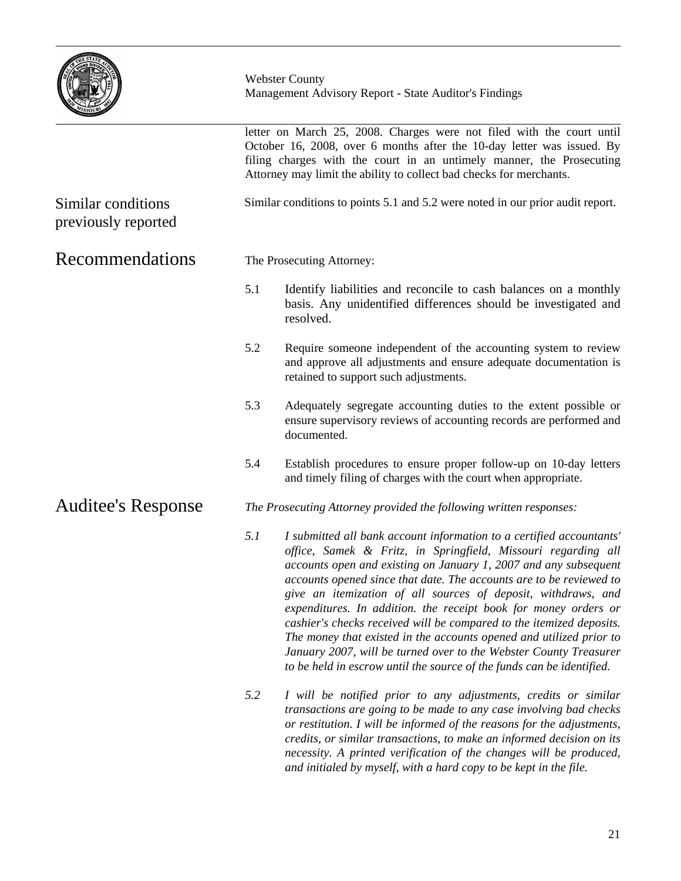letter on March 25, 2008. Charges were not filed with the court until October 16, 2008, over 6 months after the 10-day letter was issued. By filing charges with the court in an untimely manner, the Prosecuting Attorney may limit the ability to collect bad checks for merchants.

## Similar conditions previously reported

Similar conditions to points 5.1 and 5.2 were noted in our prior audit report.

## Recommendations

The Prosecuting Attorney:

5.1 Identify liabilities and reconcile to cash balances on a monthly basis. Any unidentified differences should be investigated and resolved.

5.2 Require someone independent of the accounting system to review and approve all adjustments and ensure adequate documentation is retained to support such adjustments.

5.3 Adequately segregate accounting duties to the extent possible or ensure supervisory reviews of accounting records are performed and documented.

5.4 Establish procedures to ensure proper follow-up on 10-day letters and timely filing of charges with the court when appropriate.

## Auditee's Response

*The Prosecuting Attorney provided the following written responses:*

*5.1 I submitted all bank account information to a certified accountants' office, Samek & Fritz, in Springfield, Missouri regarding all accounts open and existing on January 1, 2007 and any subsequent accounts opened since that date. The accounts are to be reviewed to give an itemization of all sources of deposit, withdraws, and expenditures. In addition. the receipt book for money orders or cashier's checks received will be compared to the itemized deposits. The money that existed in the accounts opened and utilized prior to January 2007, will be turned over to the Webster County Treasurer to be held in escrow until the source of the funds can be identified.*

*5.2 I will be notified prior to any adjustments, credits or similar transactions are going to be made to any case involving bad checks or restitution. I will be informed of the reasons for the adjustments, credits, or similar transactions, to make an informed decision on its necessity. A printed verification of the changes will be produced, and initialed by myself, with a hard copy to be kept in the file.*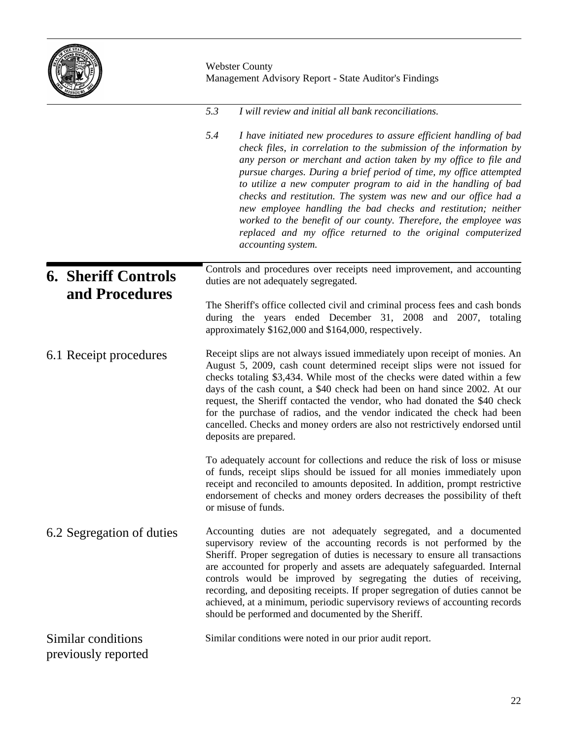*5.3 I will review and initial all bank reconciliations.*

*5.4 I have initiated new procedures to assure efficient handling of bad check files, in correlation to the submission of the information by any person or merchant and action taken by my office to file and pursue charges. During a brief period of time, my office attempted to utilize a new computer program to aid in the handling of bad checks and restitution. The system was new and our office had a new employee handling the bad checks and restitution; neither worked to the benefit of our county. Therefore, the employee was replaced and my office returned to the original computerized accounting system.*

# 6. Sheriff Controls and Procedures

Controls and procedures over receipts need improvement, and accounting duties are not adequately segregated.

The Sheriff's office collected civil and criminal process fees and cash bonds during the years ended December 31, 2008 and 2007, totaling approximately $162,000 and $164,000, respectively.

## 6.1 Receipt procedures

Receipt slips are not always issued immediately upon receipt of monies. An August 5, 2009, cash count determined receipt slips were not issued for checks totaling $3,434. While most of the checks were dated within a few days of the cash count, a $40 check had been on hand since 2002. At our request, the Sheriff contacted the vendor, who had donated the $40 check for the purchase of radios, and the vendor indicated the check had been cancelled. Checks and money orders are also not restrictively endorsed until deposits are prepared.

To adequately account for collections and reduce the risk of loss or misuse of funds, receipt slips should be issued for all monies immediately upon receipt and reconciled to amounts deposited. In addition, prompt restrictive endorsement of checks and money orders decreases the possibility of theft or misuse of funds.

## 6.2 Segregation of duties

Accounting duties are not adequately segregated, and a documented supervisory review of the accounting records is not performed by the Sheriff. Proper segregation of duties is necessary to ensure all transactions are accounted for properly and assets are adequately safeguarded. Internal controls would be improved by segregating the duties of receiving, recording, and depositing receipts. If proper segregation of duties cannot be achieved, at a minimum, periodic supervisory reviews of accounting records should be performed and documented by the Sheriff.

## Similar conditions previously reported

Similar conditions were noted in our prior audit report.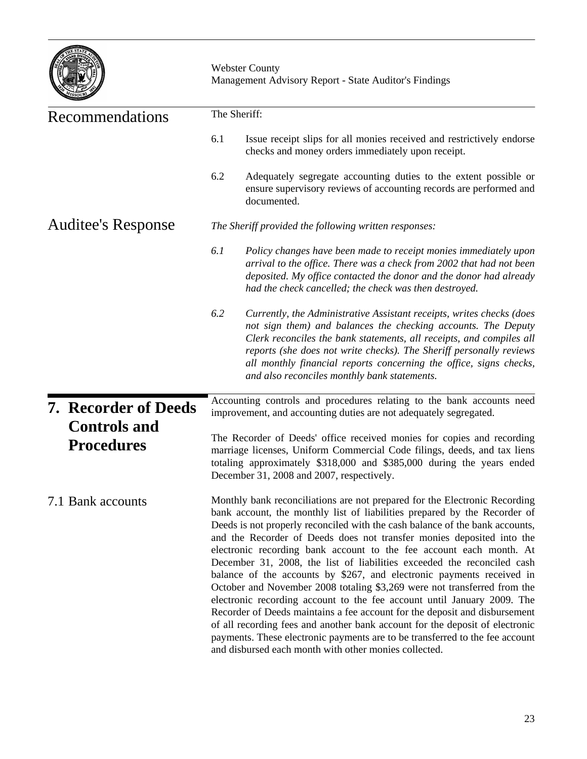## Recommendations

The Sheriff:

6.1 Issue receipt slips for all monies received and restrictively endorse checks and money orders immediately upon receipt.

6.2 Adequately segregate accounting duties to the extent possible or ensure supervisory reviews of accounting records are performed and documented.

## Auditee's Response

*The Sheriff provided the following written responses:*

*6.1 Policy changes have been made to receipt monies immediately upon arrival to the office. There was a check from 2002 that had not been deposited. My office contacted the donor and the donor had already had the check cancelled; the check was then destroyed.*

*6.2 Currently, the Administrative Assistant receipts, writes checks (does not sign them) and balances the checking accounts. The Deputy Clerk reconciles the bank statements, all receipts, and compiles all reports (she does not write checks). The Sheriff personally reviews all monthly financial reports concerning the office, signs checks, and also reconciles monthly bank statements.*

# 7. Recorder of Deeds Controls and Procedures

Accounting controls and procedures relating to the bank accounts need improvement, and accounting duties are not adequately segregated.

The Recorder of Deeds' office received monies for copies and recording marriage licenses, Uniform Commercial Code filings, deeds, and tax liens totaling approximately $318,000 and $385,000 during the years ended December 31, 2008 and 2007, respectively.

## 7.1 Bank accounts

Monthly bank reconciliations are not prepared for the Electronic Recording bank account, the monthly list of liabilities prepared by the Recorder of Deeds is not properly reconciled with the cash balance of the bank accounts, and the Recorder of Deeds does not transfer monies deposited into the electronic recording bank account to the fee account each month. At December 31, 2008, the list of liabilities exceeded the reconciled cash balance of the accounts by $267, and electronic payments received in October and November 2008 totaling $3,269 were not transferred from the electronic recording account to the fee account until January 2009. The Recorder of Deeds maintains a fee account for the deposit and disbursement of all recording fees and another bank account for the deposit of electronic payments. These electronic payments are to be transferred to the fee account and disbursed each month with other monies collected.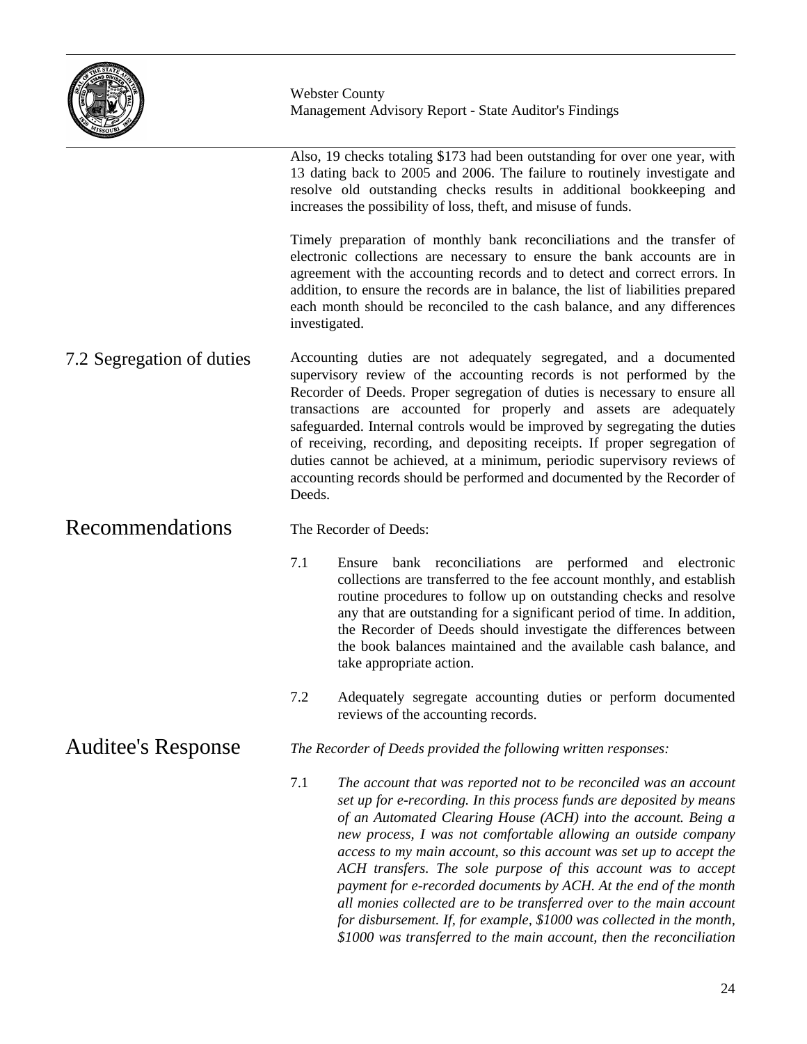Also, 19 checks totaling $173 had been outstanding for over one year, with 13 dating back to 2005 and 2006. The failure to routinely investigate and resolve old outstanding checks results in additional bookkeeping and increases the possibility of loss, theft, and misuse of funds.

Timely preparation of monthly bank reconciliations and the transfer of electronic collections are necessary to ensure the bank accounts are in agreement with the accounting records and to detect and correct errors. In addition, to ensure the records are in balance, the list of liabilities prepared each month should be reconciled to the cash balance, and any differences investigated.

## 7.2 Segregation of duties

Accounting duties are not adequately segregated, and a documented supervisory review of the accounting records is not performed by the Recorder of Deeds. Proper segregation of duties is necessary to ensure all transactions are accounted for properly and assets are adequately safeguarded. Internal controls would be improved by segregating the duties of receiving, recording, and depositing receipts. If proper segregation of duties cannot be achieved, at a minimum, periodic supervisory reviews of accounting records should be performed and documented by the Recorder of Deeds.

# Recommendations

The Recorder of Deeds:

7.1 Ensure bank reconciliations are performed and electronic collections are transferred to the fee account monthly, and establish routine procedures to follow up on outstanding checks and resolve any that are outstanding for a significant period of time. In addition, the Recorder of Deeds should investigate the differences between the book balances maintained and the available cash balance, and take appropriate action.

7.2 Adequately segregate accounting duties or perform documented reviews of the accounting records.

# Auditee's Response

*The Recorder of Deeds provided the following written responses:*

7.1 *The account that was reported not to be reconciled was an account set up for e-recording. In this process funds are deposited by means of an Automated Clearing House (ACH) into the account. Being a new process, I was not comfortable allowing an outside company access to my main account, so this account was set up to accept the ACH transfers. The sole purpose of this account was to accept payment for e-recorded documents by ACH. At the end of the month all monies collected are to be transferred over to the main account for disbursement. If, for example, $1000 was collected in the month, $1000 was transferred to the main account, then the reconciliation*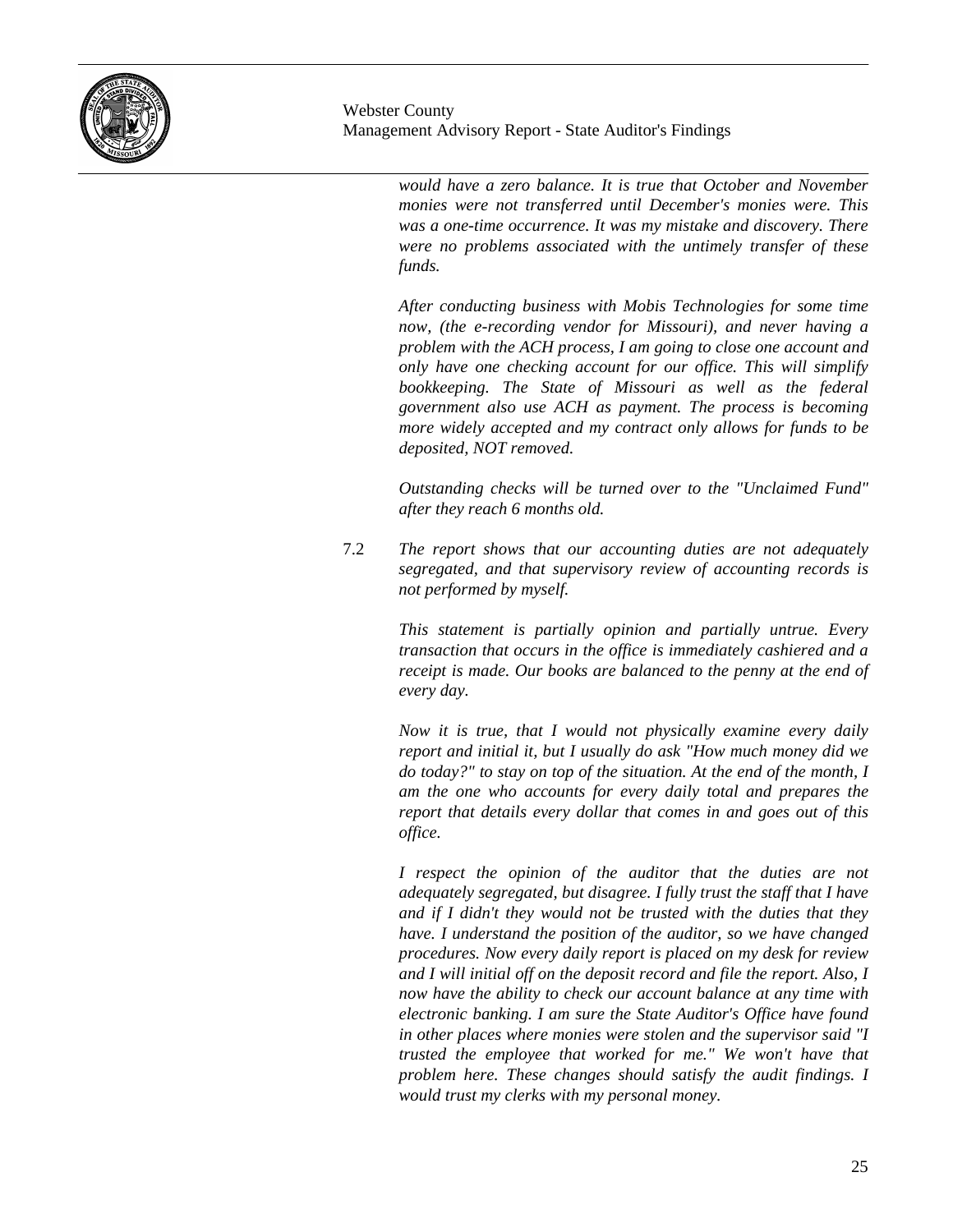*would have a zero balance. It is true that October and November monies were not transferred until December's monies were. This was a one-time occurrence. It was my mistake and discovery. There were no problems associated with the untimely transfer of these funds.*

*After conducting business with Mobis Technologies for some time now, (the e-recording vendor for Missouri), and never having a problem with the ACH process, I am going to close one account and only have one checking account for our office. This will simplify bookkeeping. The State of Missouri as well as the federal government also use ACH as payment. The process is becoming more widely accepted and my contract only allows for funds to be deposited, NOT removed.*

*Outstanding checks will be turned over to the "Unclaimed Fund" after they reach 6 months old.*

7.2 *The report shows that our accounting duties are not adequately segregated, and that supervisory review of accounting records is not performed by myself.*

*This statement is partially opinion and partially untrue. Every transaction that occurs in the office is immediately cashiered and a receipt is made. Our books are balanced to the penny at the end of every day.*

*Now it is true, that I would not physically examine every daily report and initial it, but I usually do ask "How much money did we do today?" to stay on top of the situation. At the end of the month, I am the one who accounts for every daily total and prepares the report that details every dollar that comes in and goes out of this office.*

*I respect the opinion of the auditor that the duties are not adequately segregated, but disagree. I fully trust the staff that I have and if I didn't they would not be trusted with the duties that they have. I understand the position of the auditor, so we have changed procedures. Now every daily report is placed on my desk for review and I will initial off on the deposit record and file the report. Also, I now have the ability to check our account balance at any time with electronic banking. I am sure the State Auditor's Office have found in other places where monies were stolen and the supervisor said "I trusted the employee that worked for me." We won't have that problem here. These changes should satisfy the audit findings. I would trust my clerks with my personal money.*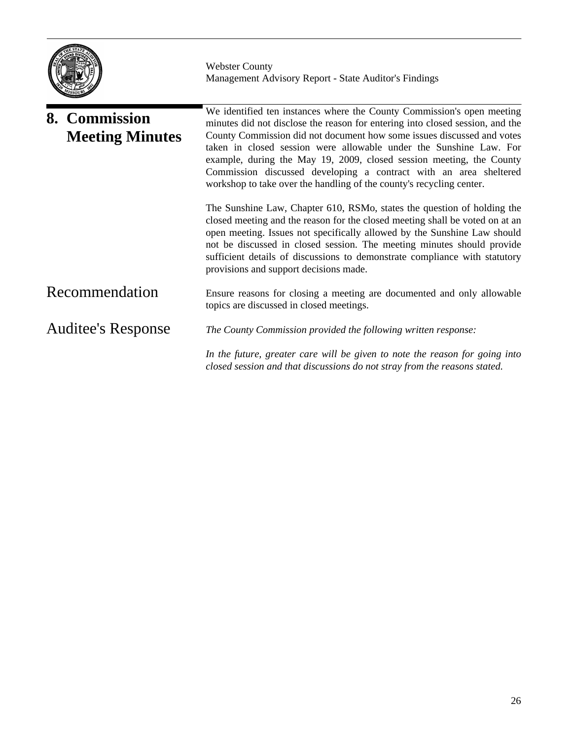## 8. Commission Meeting Minutes

We identified ten instances where the County Commission's open meeting minutes did not disclose the reason for entering into closed session, and the County Commission did not document how some issues discussed and votes taken in closed session were allowable under the Sunshine Law. For example, during the May 19, 2009, closed session meeting, the County Commission discussed developing a contract with an area sheltered workshop to take over the handling of the county's recycling center.

The Sunshine Law, Chapter 610, RSMo, states the question of holding the closed meeting and the reason for the closed meeting shall be voted on at an open meeting. Issues not specifically allowed by the Sunshine Law should not be discussed in closed session. The meeting minutes should provide sufficient details of discussions to demonstrate compliance with statutory provisions and support decisions made.

### Recommendation

Ensure reasons for closing a meeting are documented and only allowable topics are discussed in closed meetings.

### Auditee's Response

*The County Commission provided the following written response:*

*In the future, greater care will be given to note the reason for going into closed session and that discussions do not stray from the reasons stated.*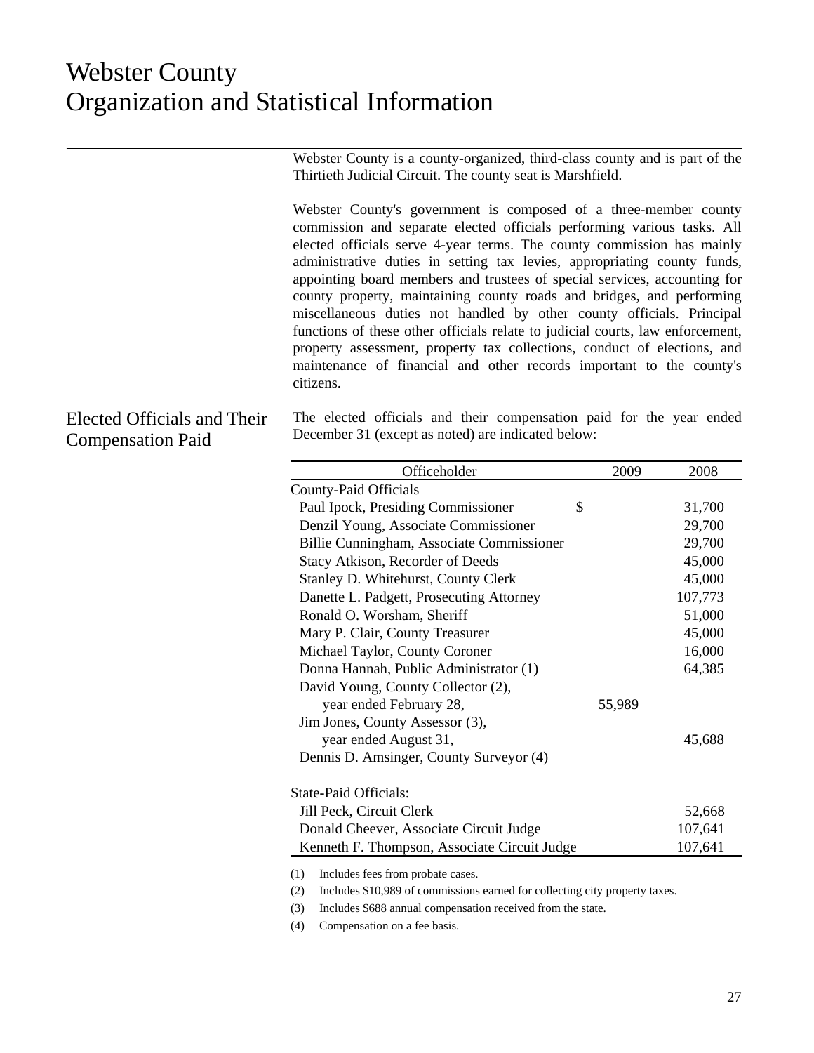# Webster County
# Organization and Statistical Information

Webster County is a county-organized, third-class county and is part of the Thirtieth Judicial Circuit. The county seat is Marshfield.

Webster County's government is composed of a three-member county commission and separate elected officials performing various tasks. All elected officials serve 4-year terms. The county commission has mainly administrative duties in setting tax levies, appropriating county funds, appointing board members and trustees of special services, accounting for county property, maintaining county roads and bridges, and performing miscellaneous duties not handled by other county officials. Principal functions of these other officials relate to judicial courts, law enforcement, property assessment, property tax collections, conduct of elections, and maintenance of financial and other records important to the county's citizens.

## Elected Officials and Their Compensation Paid

The elected officials and their compensation paid for the year ended December 31 (except as noted) are indicated below:

| Officeholder | 2009 | 2008 |
|---|---|---|
| County-Paid Officials | | |
| Paul Ipock, Presiding Commissioner | $ | 31,700 |
| Denzil Young, Associate Commissioner | | 29,700 |
| Billie Cunningham, Associate Commissioner | | 29,700 |
| Stacy Atkison, Recorder of Deeds | | 45,000 |
| Stanley D. Whitehurst, County Clerk | | 45,000 |
| Danette L. Padgett, Prosecuting Attorney | | 107,773 |
| Ronald O. Worsham, Sheriff | | 51,000 |
| Mary P. Clair, County Treasurer | | 45,000 |
| Michael Taylor, County Coroner | | 16,000 |
| Donna Hannah, Public Administrator (1) | | 64,385 |
| David Young, County Collector (2), year ended February 28, | 55,989 | |
| Jim Jones, County Assessor (3), year ended August 31, | | 45,688 |
| Dennis D. Amsinger, County Surveyor (4) | | |
| State-Paid Officials: | | |
| Jill Peck, Circuit Clerk | | 52,668 |
| Donald Cheever, Associate Circuit Judge | | 107,641 |
| Kenneth F. Thompson, Associate Circuit Judge | | 107,641 |

(1) Includes fees from probate cases.

(2) Includes $10,989 of commissions earned for collecting city property taxes.

(3) Includes $688 annual compensation received from the state.

(4) Compensation on a fee basis.